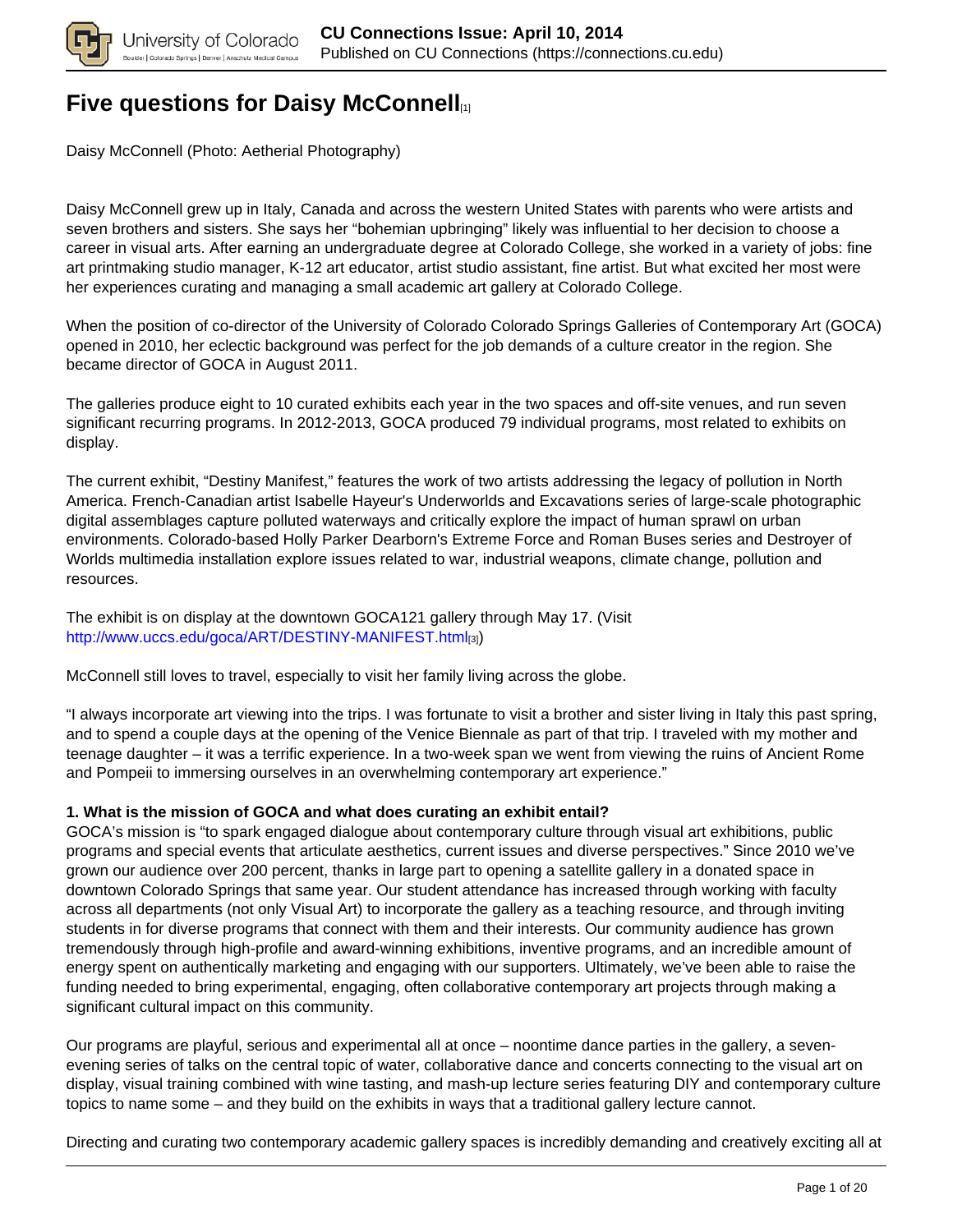# Five questions for Daisy McConnell[1]

Daisy McConnell (Photo: Aetherial Photography)

Daisy McConnell grew up in Italy, Canada and across the western United States with parents who were artists and seven brothers and sisters. She says her "bohemian upbringing" likely was influential to her decision to choose a career in visual arts. After earning an undergraduate degree at Colorado College, she worked in a variety of jobs: fine art printmaking studio manager, K-12 art educator, artist studio assistant, fine artist. But what excited her most were her experiences curating and managing a small academic art gallery at Colorado College.

When the position of co-director of the University of Colorado Colorado Springs Galleries of Contemporary Art (GOCA) opened in 2010, her eclectic background was perfect for the job demands of a culture creator in the region. She became director of GOCA in August 2011.

The galleries produce eight to 10 curated exhibits each year in the two spaces and off-site venues, and run seven significant recurring programs. In 2012-2013, GOCA produced 79 individual programs, most related to exhibits on display.

The current exhibit, "Destiny Manifest," features the work of two artists addressing the legacy of pollution in North America. French-Canadian artist Isabelle Hayeur's Underworlds and Excavations series of large-scale photographic digital assemblages capture polluted waterways and critically explore the impact of human sprawl on urban environments. Colorado-based Holly Parker Dearborn's Extreme Force and Roman Buses series and Destroyer of Worlds multimedia installation explore issues related to war, industrial weapons, climate change, pollution and resources.

The exhibit is on display at the downtown GOCA121 gallery through May 17. (Visit http://www.uccs.edu/goca/ART/DESTINY-MANIFEST.html[3])

McConnell still loves to travel, especially to visit her family living across the globe.

"I always incorporate art viewing into the trips. I was fortunate to visit a brother and sister living in Italy this past spring, and to spend a couple days at the opening of the Venice Biennale as part of that trip. I traveled with my mother and teenage daughter – it was a terrific experience. In a two-week span we went from viewing the ruins of Ancient Rome and Pompeii to immersing ourselves in an overwhelming contemporary art experience."

**1. What is the mission of GOCA and what does curating an exhibit entail?**

GOCA's mission is "to spark engaged dialogue about contemporary culture through visual art exhibitions, public programs and special events that articulate aesthetics, current issues and diverse perspectives." Since 2010 we've grown our audience over 200 percent, thanks in large part to opening a satellite gallery in a donated space in downtown Colorado Springs that same year. Our student attendance has increased through working with faculty across all departments (not only Visual Art) to incorporate the gallery as a teaching resource, and through inviting students in for diverse programs that connect with them and their interests. Our community audience has grown tremendously through high-profile and award-winning exhibitions, inventive programs, and an incredible amount of energy spent on authentically marketing and engaging with our supporters. Ultimately, we've been able to raise the funding needed to bring experimental, engaging, often collaborative contemporary art projects through making a significant cultural impact on this community.

Our programs are playful, serious and experimental all at once – noontime dance parties in the gallery, a seven-evening series of talks on the central topic of water, collaborative dance and concerts connecting to the visual art on display, visual training combined with wine tasting, and mash-up lecture series featuring DIY and contemporary culture topics to name some – and they build on the exhibits in ways that a traditional gallery lecture cannot.

Directing and curating two contemporary academic gallery spaces is incredibly demanding and creatively exciting all at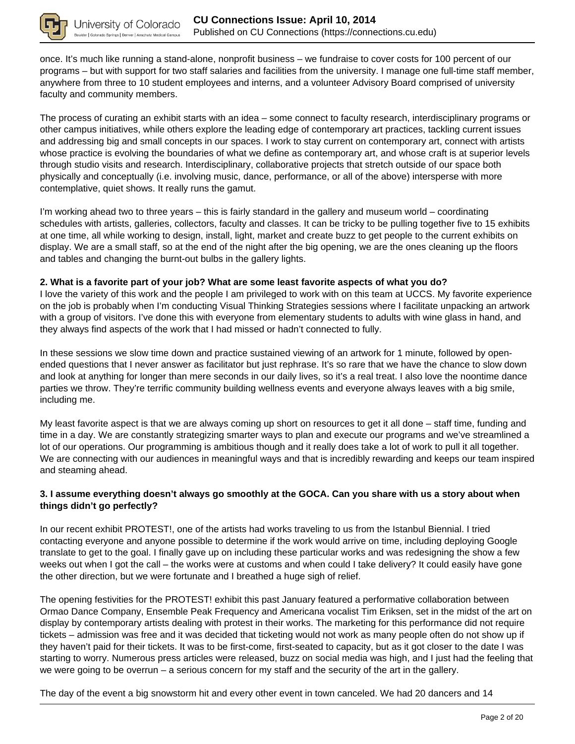once. It's much like running a stand-alone, nonprofit business – we fundraise to cover costs for 100 percent of our programs – but with support for two staff salaries and facilities from the university. I manage one full-time staff member, anywhere from three to 10 student employees and interns, and a volunteer Advisory Board comprised of university faculty and community members.

The process of curating an exhibit starts with an idea – some connect to faculty research, interdisciplinary programs or other campus initiatives, while others explore the leading edge of contemporary art practices, tackling current issues and addressing big and small concepts in our spaces. I work to stay current on contemporary art, connect with artists whose practice is evolving the boundaries of what we define as contemporary art, and whose craft is at superior levels through studio visits and research. Interdisciplinary, collaborative projects that stretch outside of our space both physically and conceptually (i.e. involving music, dance, performance, or all of the above) intersperse with more contemplative, quiet shows. It really runs the gamut.

I'm working ahead two to three years – this is fairly standard in the gallery and museum world – coordinating schedules with artists, galleries, collectors, faculty and classes. It can be tricky to be pulling together five to 15 exhibits at one time, all while working to design, install, light, market and create buzz to get people to the current exhibits on display. We are a small staff, so at the end of the night after the big opening, we are the ones cleaning up the floors and tables and changing the burnt-out bulbs in the gallery lights.

**2. What is a favorite part of your job? What are some least favorite aspects of what you do?**

I love the variety of this work and the people I am privileged to work with on this team at UCCS. My favorite experience on the job is probably when I'm conducting Visual Thinking Strategies sessions where I facilitate unpacking an artwork with a group of visitors. I've done this with everyone from elementary students to adults with wine glass in hand, and they always find aspects of the work that I had missed or hadn't connected to fully.

In these sessions we slow time down and practice sustained viewing of an artwork for 1 minute, followed by open-ended questions that I never answer as facilitator but just rephrase. It's so rare that we have the chance to slow down and look at anything for longer than mere seconds in our daily lives, so it's a real treat. I also love the noontime dance parties we throw. They're terrific community building wellness events and everyone always leaves with a big smile, including me.

My least favorite aspect is that we are always coming up short on resources to get it all done – staff time, funding and time in a day. We are constantly strategizing smarter ways to plan and execute our programs and we've streamlined a lot of our operations. Our programming is ambitious though and it really does take a lot of work to pull it all together. We are connecting with our audiences in meaningful ways and that is incredibly rewarding and keeps our team inspired and steaming ahead.

**3. I assume everything doesn't always go smoothly at the GOCA. Can you share with us a story about when things didn't go perfectly?**

In our recent exhibit PROTEST!, one of the artists had works traveling to us from the Istanbul Biennial. I tried contacting everyone and anyone possible to determine if the work would arrive on time, including deploying Google translate to get to the goal. I finally gave up on including these particular works and was redesigning the show a few weeks out when I got the call – the works were at customs and when could I take delivery? It could easily have gone the other direction, but we were fortunate and I breathed a huge sigh of relief.

The opening festivities for the PROTEST! exhibit this past January featured a performative collaboration between Ormao Dance Company, Ensemble Peak Frequency and Americana vocalist Tim Eriksen, set in the midst of the art on display by contemporary artists dealing with protest in their works. The marketing for this performance did not require tickets – admission was free and it was decided that ticketing would not work as many people often do not show up if they haven't paid for their tickets. It was to be first-come, first-seated to capacity, but as it got closer to the date I was starting to worry. Numerous press articles were released, buzz on social media was high, and I just had the feeling that we were going to be overrun – a serious concern for my staff and the security of the art in the gallery.

The day of the event a big snowstorm hit and every other event in town canceled. We had 20 dancers and 14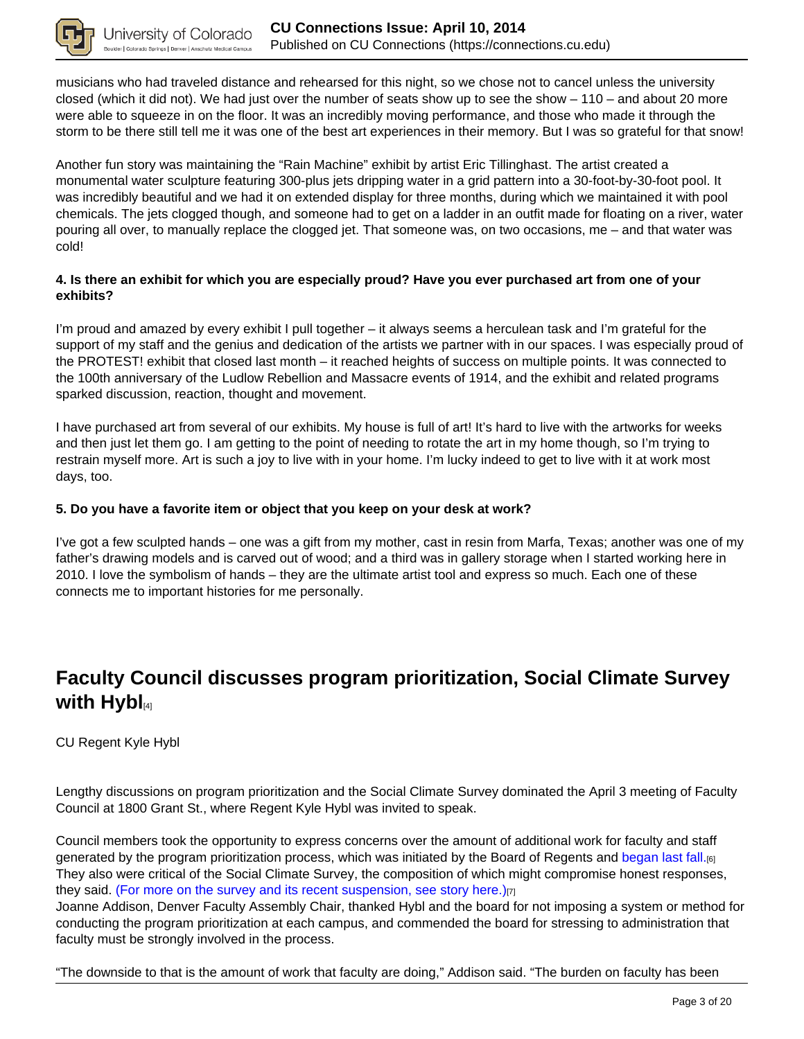musicians who had traveled distance and rehearsed for this night, so we chose not to cancel unless the university closed (which it did not). We had just over the number of seats show up to see the show – 110 – and about 20 more were able to squeeze in on the floor. It was an incredibly moving performance, and those who made it through the storm to be there still tell me it was one of the best art experiences in their memory. But I was so grateful for that snow!

Another fun story was maintaining the "Rain Machine" exhibit by artist Eric Tillinghast. The artist created a monumental water sculpture featuring 300-plus jets dripping water in a grid pattern into a 30-foot-by-30-foot pool. It was incredibly beautiful and we had it on extended display for three months, during which we maintained it with pool chemicals. The jets clogged though, and someone had to get on a ladder in an outfit made for floating on a river, water pouring all over, to manually replace the clogged jet. That someone was, on two occasions, me – and that water was cold!

**4. Is there an exhibit for which you are especially proud? Have you ever purchased art from one of your exhibits?**

I'm proud and amazed by every exhibit I pull together – it always seems a herculean task and I'm grateful for the support of my staff and the genius and dedication of the artists we partner with in our spaces. I was especially proud of the PROTEST! exhibit that closed last month – it reached heights of success on multiple points. It was connected to the 100th anniversary of the Ludlow Rebellion and Massacre events of 1914, and the exhibit and related programs sparked discussion, reaction, thought and movement.

I have purchased art from several of our exhibits. My house is full of art! It's hard to live with the artworks for weeks and then just let them go. I am getting to the point of needing to rotate the art in my home though, so I'm trying to restrain myself more. Art is such a joy to live with in your home. I'm lucky indeed to get to live with it at work most days, too.

**5. Do you have a favorite item or object that you keep on your desk at work?**

I've got a few sculpted hands – one was a gift from my mother, cast in resin from Marfa, Texas; another was one of my father's drawing models and is carved out of wood; and a third was in gallery storage when I started working here in 2010. I love the symbolism of hands – they are the ultimate artist tool and express so much. Each one of these connects me to important histories for me personally.

## Faculty Council discusses program prioritization, Social Climate Survey with Hybl[4]

CU Regent Kyle Hybl

Lengthy discussions on program prioritization and the Social Climate Survey dominated the April 3 meeting of Faculty Council at 1800 Grant St., where Regent Kyle Hybl was invited to speak.

Council members took the opportunity to express concerns over the amount of additional work for faculty and staff generated by the program prioritization process, which was initiated by the Board of Regents and began last fall.[6] They also were critical of the Social Climate Survey, the composition of which might compromise honest responses, they said. (For more on the survey and its recent suspension, see story here.)[7]
Joanne Addison, Denver Faculty Assembly Chair, thanked Hybl and the board for not imposing a system or method for conducting the program prioritization at each campus, and commended the board for stressing to administration that faculty must be strongly involved in the process.

"The downside to that is the amount of work that faculty are doing," Addison said. "The burden on faculty has been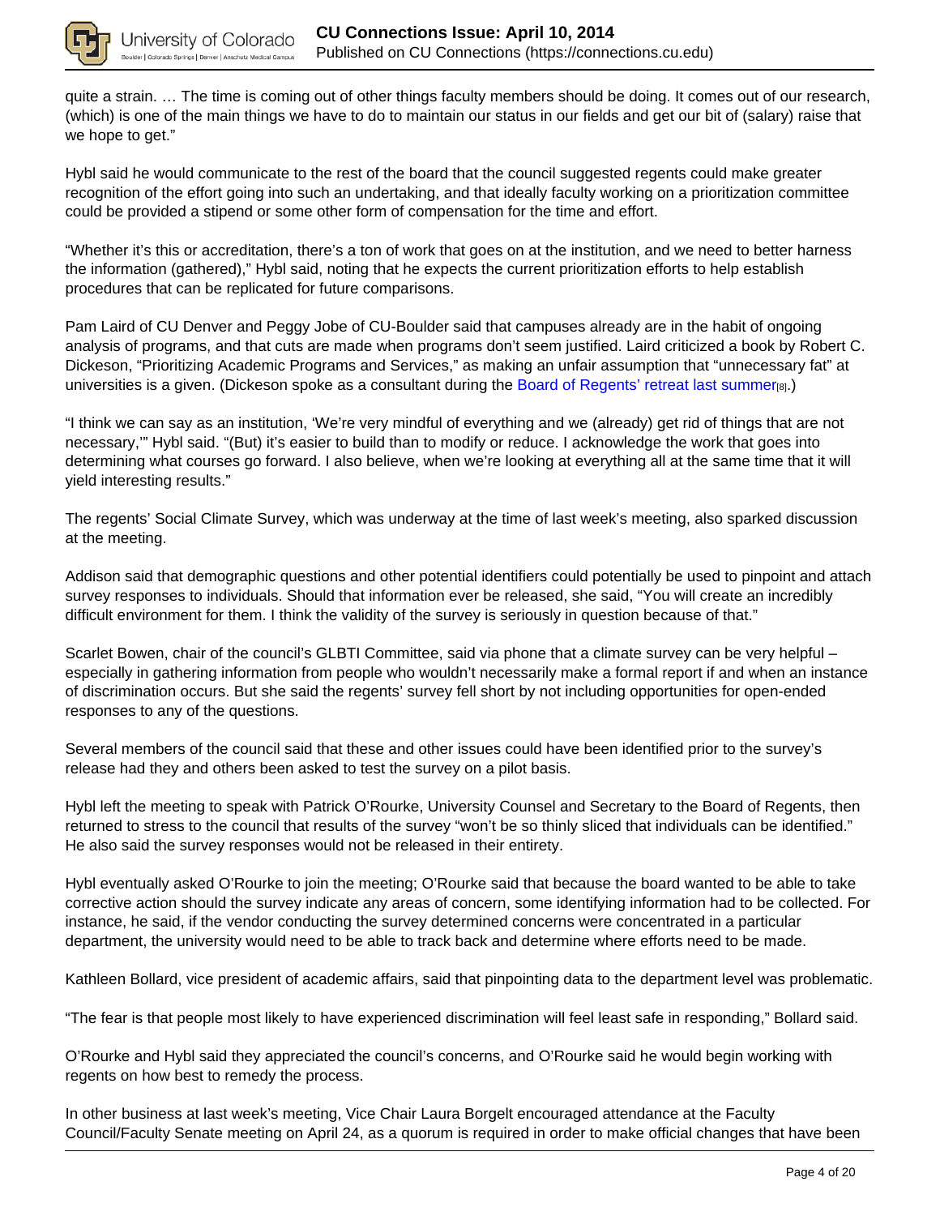quite a strain. … The time is coming out of other things faculty members should be doing. It comes out of our research, (which) is one of the main things we have to do to maintain our status in our fields and get our bit of (salary) raise that we hope to get."

Hybl said he would communicate to the rest of the board that the council suggested regents could make greater recognition of the effort going into such an undertaking, and that ideally faculty working on a prioritization committee could be provided a stipend or some other form of compensation for the time and effort.

"Whether it's this or accreditation, there's a ton of work that goes on at the institution, and we need to better harness the information (gathered)," Hybl said, noting that he expects the current prioritization efforts to help establish procedures that can be replicated for future comparisons.

Pam Laird of CU Denver and Peggy Jobe of CU-Boulder said that campuses already are in the habit of ongoing analysis of programs, and that cuts are made when programs don't seem justified. Laird criticized a book by Robert C. Dickeson, "Prioritizing Academic Programs and Services," as making an unfair assumption that "unnecessary fat" at universities is a given. (Dickeson spoke as a consultant during the Board of Regents' retreat last summer[8].)

"I think we can say as an institution, 'We're very mindful of everything and we (already) get rid of things that are not necessary,'" Hybl said. "(But) it's easier to build than to modify or reduce. I acknowledge the work that goes into determining what courses go forward. I also believe, when we're looking at everything all at the same time that it will yield interesting results."

The regents' Social Climate Survey, which was underway at the time of last week's meeting, also sparked discussion at the meeting.

Addison said that demographic questions and other potential identifiers could potentially be used to pinpoint and attach survey responses to individuals. Should that information ever be released, she said, "You will create an incredibly difficult environment for them. I think the validity of the survey is seriously in question because of that."

Scarlet Bowen, chair of the council's GLBTI Committee, said via phone that a climate survey can be very helpful – especially in gathering information from people who wouldn't necessarily make a formal report if and when an instance of discrimination occurs. But she said the regents' survey fell short by not including opportunities for open-ended responses to any of the questions.

Several members of the council said that these and other issues could have been identified prior to the survey's release had they and others been asked to test the survey on a pilot basis.

Hybl left the meeting to speak with Patrick O'Rourke, University Counsel and Secretary to the Board of Regents, then returned to stress to the council that results of the survey "won't be so thinly sliced that individuals can be identified." He also said the survey responses would not be released in their entirety.

Hybl eventually asked O'Rourke to join the meeting; O'Rourke said that because the board wanted to be able to take corrective action should the survey indicate any areas of concern, some identifying information had to be collected. For instance, he said, if the vendor conducting the survey determined concerns were concentrated in a particular department, the university would need to be able to track back and determine where efforts need to be made.

Kathleen Bollard, vice president of academic affairs, said that pinpointing data to the department level was problematic.

"The fear is that people most likely to have experienced discrimination will feel least safe in responding," Bollard said.

O'Rourke and Hybl said they appreciated the council's concerns, and O'Rourke said he would begin working with regents on how best to remedy the process.

In other business at last week's meeting, Vice Chair Laura Borgelt encouraged attendance at the Faculty Council/Faculty Senate meeting on April 24, as a quorum is required in order to make official changes that have been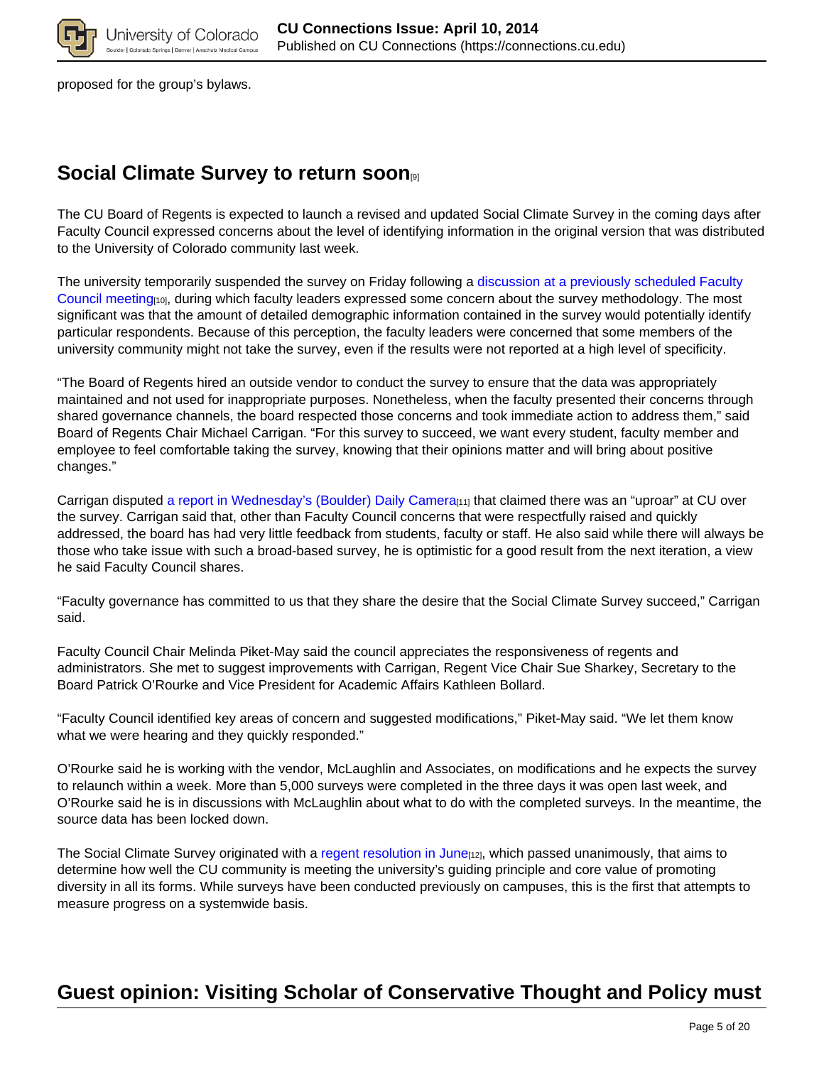proposed for the group's bylaws.

## Social Climate Survey to return soon[9]

The CU Board of Regents is expected to launch a revised and updated Social Climate Survey in the coming days after Faculty Council expressed concerns about the level of identifying information in the original version that was distributed to the University of Colorado community last week.

The university temporarily suspended the survey on Friday following a discussion at a previously scheduled Faculty Council meeting[10], during which faculty leaders expressed some concern about the survey methodology. The most significant was that the amount of detailed demographic information contained in the survey would potentially identify particular respondents. Because of this perception, the faculty leaders were concerned that some members of the university community might not take the survey, even if the results were not reported at a high level of specificity.

"The Board of Regents hired an outside vendor to conduct the survey to ensure that the data was appropriately maintained and not used for inappropriate purposes. Nonetheless, when the faculty presented their concerns through shared governance channels, the board respected those concerns and took immediate action to address them," said Board of Regents Chair Michael Carrigan. "For this survey to succeed, we want every student, faculty member and employee to feel comfortable taking the survey, knowing that their opinions matter and will bring about positive changes."

Carrigan disputed a report in Wednesday's (Boulder) Daily Camera[11] that claimed there was an "uproar" at CU over the survey. Carrigan said that, other than Faculty Council concerns that were respectfully raised and quickly addressed, the board has had very little feedback from students, faculty or staff. He also said while there will always be those who take issue with such a broad-based survey, he is optimistic for a good result from the next iteration, a view he said Faculty Council shares.

"Faculty governance has committed to us that they share the desire that the Social Climate Survey succeed," Carrigan said.

Faculty Council Chair Melinda Piket-May said the council appreciates the responsiveness of regents and administrators. She met to suggest improvements with Carrigan, Regent Vice Chair Sue Sharkey, Secretary to the Board Patrick O'Rourke and Vice President for Academic Affairs Kathleen Bollard.

"Faculty Council identified key areas of concern and suggested modifications," Piket-May said. "We let them know what we were hearing and they quickly responded."

O'Rourke said he is working with the vendor, McLaughlin and Associates, on modifications and he expects the survey to relaunch within a week. More than 5,000 surveys were completed in the three days it was open last week, and O'Rourke said he is in discussions with McLaughlin about what to do with the completed surveys. In the meantime, the source data has been locked down.

The Social Climate Survey originated with a regent resolution in June[12], which passed unanimously, that aims to determine how well the CU community is meeting the university's guiding principle and core value of promoting diversity in all its forms. While surveys have been conducted previously on campuses, this is the first that attempts to measure progress on a systemwide basis.

## Guest opinion: Visiting Scholar of Conservative Thought and Policy must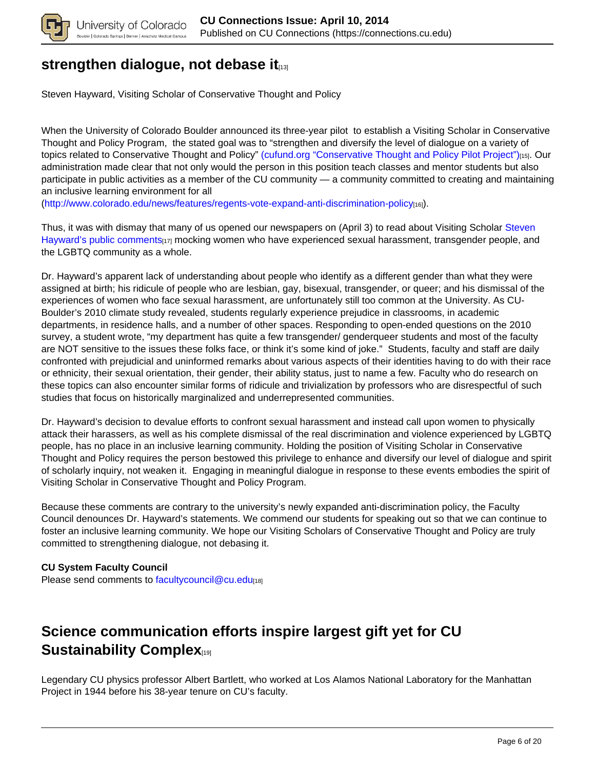## strengthen dialogue, not debase it[13]

Steven Hayward, Visiting Scholar of Conservative Thought and Policy

When the University of Colorado Boulder announced its three-year pilot to establish a Visiting Scholar in Conservative Thought and Policy Program, the stated goal was to "strengthen and diversify the level of dialogue on a variety of topics related to Conservative Thought and Policy" (cufund.org "Conservative Thought and Policy Pilot Project")[15]. Our administration made clear that not only would the person in this position teach classes and mentor students but also participate in public activities as a member of the CU community — a community committed to creating and maintaining an inclusive learning environment for all (http://www.colorado.edu/news/features/regents-vote-expand-anti-discrimination-policy[16]).

Thus, it was with dismay that many of us opened our newspapers on (April 3) to read about Visiting Scholar Steven Hayward's public comments[17] mocking women who have experienced sexual harassment, transgender people, and the LGBTQ community as a whole.

Dr. Hayward's apparent lack of understanding about people who identify as a different gender than what they were assigned at birth; his ridicule of people who are lesbian, gay, bisexual, transgender, or queer; and his dismissal of the experiences of women who face sexual harassment, are unfortunately still too common at the University. As CU-Boulder's 2010 climate study revealed, students regularly experience prejudice in classrooms, in academic departments, in residence halls, and a number of other spaces. Responding to open-ended questions on the 2010 survey, a student wrote, "my department has quite a few transgender/ genderqueer students and most of the faculty are NOT sensitive to the issues these folks face, or think it's some kind of joke." Students, faculty and staff are daily confronted with prejudicial and uninformed remarks about various aspects of their identities having to do with their race or ethnicity, their sexual orientation, their gender, their ability status, just to name a few. Faculty who do research on these topics can also encounter similar forms of ridicule and trivialization by professors who are disrespectful of such studies that focus on historically marginalized and underrepresented communities.

Dr. Hayward's decision to devalue efforts to confront sexual harassment and instead call upon women to physically attack their harassers, as well as his complete dismissal of the real discrimination and violence experienced by LGBTQ people, has no place in an inclusive learning community. Holding the position of Visiting Scholar in Conservative Thought and Policy requires the person bestowed this privilege to enhance and diversify our level of dialogue and spirit of scholarly inquiry, not weaken it. Engaging in meaningful dialogue in response to these events embodies the spirit of Visiting Scholar in Conservative Thought and Policy Program.

Because these comments are contrary to the university's newly expanded anti-discrimination policy, the Faculty Council denounces Dr. Hayward's statements. We commend our students for speaking out so that we can continue to foster an inclusive learning community. We hope our Visiting Scholars of Conservative Thought and Policy are truly committed to strengthening dialogue, not debasing it.

**CU System Faculty Council**
Please send comments to facultycouncil@cu.edu[18]

## Science communication efforts inspire largest gift yet for CU Sustainability Complex[19]

Legendary CU physics professor Albert Bartlett, who worked at Los Alamos National Laboratory for the Manhattan Project in 1944 before his 38-year tenure on CU's faculty.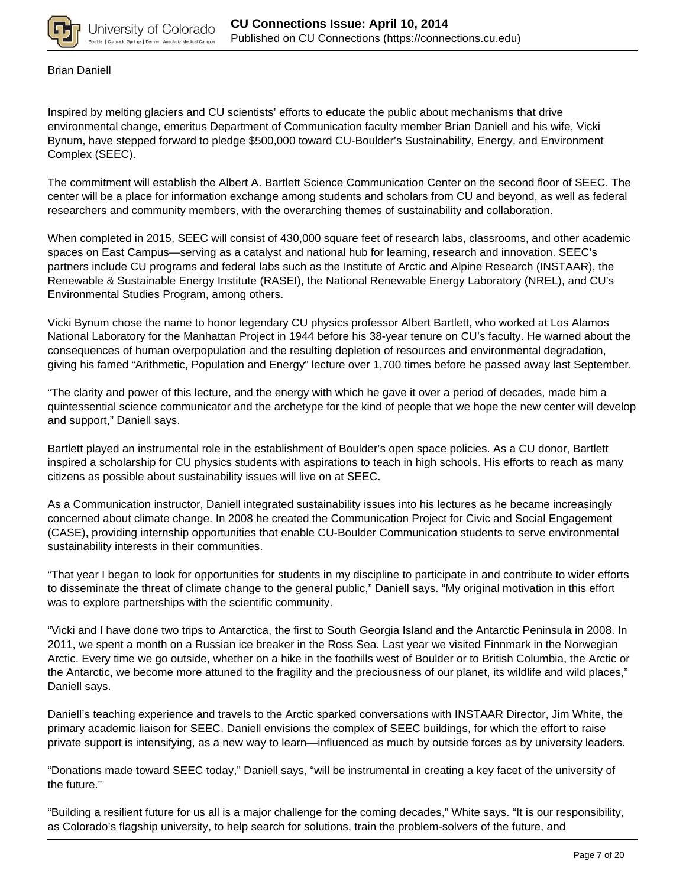Brian Daniell

Inspired by melting glaciers and CU scientists' efforts to educate the public about mechanisms that drive environmental change, emeritus Department of Communication faculty member Brian Daniell and his wife, Vicki Bynum, have stepped forward to pledge $500,000 toward CU-Boulder's Sustainability, Energy, and Environment Complex (SEEC).

The commitment will establish the Albert A. Bartlett Science Communication Center on the second floor of SEEC. The center will be a place for information exchange among students and scholars from CU and beyond, as well as federal researchers and community members, with the overarching themes of sustainability and collaboration.

When completed in 2015, SEEC will consist of 430,000 square feet of research labs, classrooms, and other academic spaces on East Campus—serving as a catalyst and national hub for learning, research and innovation. SEEC's partners include CU programs and federal labs such as the Institute of Arctic and Alpine Research (INSTAAR), the Renewable & Sustainable Energy Institute (RASEI), the National Renewable Energy Laboratory (NREL), and CU's Environmental Studies Program, among others.

Vicki Bynum chose the name to honor legendary CU physics professor Albert Bartlett, who worked at Los Alamos National Laboratory for the Manhattan Project in 1944 before his 38-year tenure on CU's faculty. He warned about the consequences of human overpopulation and the resulting depletion of resources and environmental degradation, giving his famed "Arithmetic, Population and Energy" lecture over 1,700 times before he passed away last September.

"The clarity and power of this lecture, and the energy with which he gave it over a period of decades, made him a quintessential science communicator and the archetype for the kind of people that we hope the new center will develop and support," Daniell says.

Bartlett played an instrumental role in the establishment of Boulder's open space policies. As a CU donor, Bartlett inspired a scholarship for CU physics students with aspirations to teach in high schools. His efforts to reach as many citizens as possible about sustainability issues will live on at SEEC.

As a Communication instructor, Daniell integrated sustainability issues into his lectures as he became increasingly concerned about climate change. In 2008 he created the Communication Project for Civic and Social Engagement (CASE), providing internship opportunities that enable CU-Boulder Communication students to serve environmental sustainability interests in their communities.

"That year I began to look for opportunities for students in my discipline to participate in and contribute to wider efforts to disseminate the threat of climate change to the general public," Daniell says. "My original motivation in this effort was to explore partnerships with the scientific community.

"Vicki and I have done two trips to Antarctica, the first to South Georgia Island and the Antarctic Peninsula in 2008. In 2011, we spent a month on a Russian ice breaker in the Ross Sea. Last year we visited Finnmark in the Norwegian Arctic. Every time we go outside, whether on a hike in the foothills west of Boulder or to British Columbia, the Arctic or the Antarctic, we become more attuned to the fragility and the preciousness of our planet, its wildlife and wild places," Daniell says.

Daniell's teaching experience and travels to the Arctic sparked conversations with INSTAAR Director, Jim White, the primary academic liaison for SEEC. Daniell envisions the complex of SEEC buildings, for which the effort to raise private support is intensifying, as a new way to learn—influenced as much by outside forces as by university leaders.

"Donations made toward SEEC today," Daniell says, "will be instrumental in creating a key facet of the university of the future."

"Building a resilient future for us all is a major challenge for the coming decades," White says. "It is our responsibility, as Colorado's flagship university, to help search for solutions, train the problem-solvers of the future, and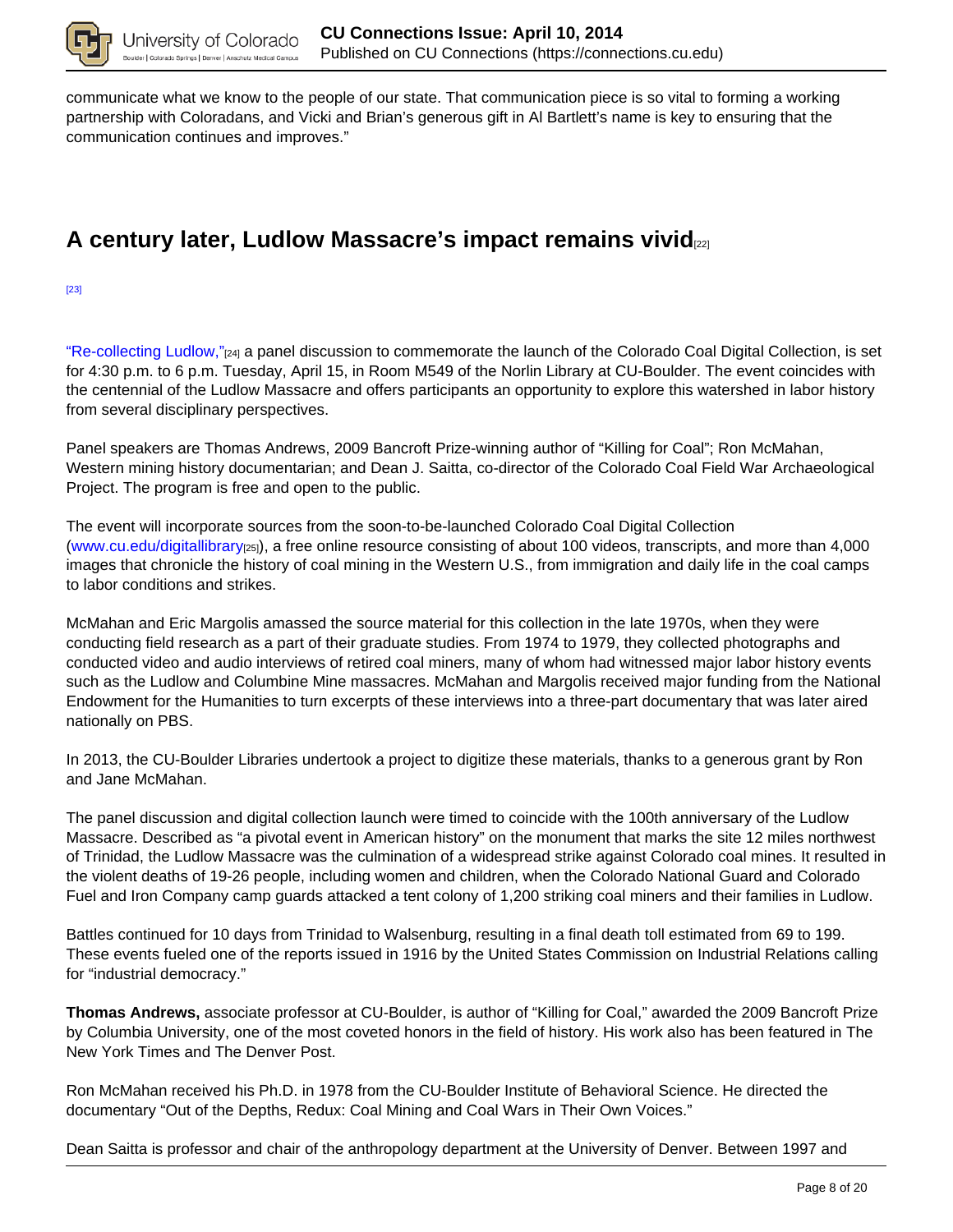communicate what we know to the people of our state. That communication piece is so vital to forming a working partnership with Coloradans, and Vicki and Brian's generous gift in Al Bartlett's name is key to ensuring that the communication continues and improves."

## A century later, Ludlow Massacre's impact remains vivid[22]

[23]

"Re-collecting Ludlow,"[24] a panel discussion to commemorate the launch of the Colorado Coal Digital Collection, is set for 4:30 p.m. to 6 p.m. Tuesday, April 15, in Room M549 of the Norlin Library at CU-Boulder. The event coincides with the centennial of the Ludlow Massacre and offers participants an opportunity to explore this watershed in labor history from several disciplinary perspectives.

Panel speakers are Thomas Andrews, 2009 Bancroft Prize-winning author of "Killing for Coal"; Ron McMahan, Western mining history documentarian; and Dean J. Saitta, co-director of the Colorado Coal Field War Archaeological Project. The program is free and open to the public.

The event will incorporate sources from the soon-to-be-launched Colorado Coal Digital Collection (www.cu.edu/digitallibrary[25]), a free online resource consisting of about 100 videos, transcripts, and more than 4,000 images that chronicle the history of coal mining in the Western U.S., from immigration and daily life in the coal camps to labor conditions and strikes.

McMahan and Eric Margolis amassed the source material for this collection in the late 1970s, when they were conducting field research as a part of their graduate studies. From 1974 to 1979, they collected photographs and conducted video and audio interviews of retired coal miners, many of whom had witnessed major labor history events such as the Ludlow and Columbine Mine massacres. McMahan and Margolis received major funding from the National Endowment for the Humanities to turn excerpts of these interviews into a three-part documentary that was later aired nationally on PBS.

In 2013, the CU-Boulder Libraries undertook a project to digitize these materials, thanks to a generous grant by Ron and Jane McMahan.

The panel discussion and digital collection launch were timed to coincide with the 100th anniversary of the Ludlow Massacre. Described as "a pivotal event in American history" on the monument that marks the site 12 miles northwest of Trinidad, the Ludlow Massacre was the culmination of a widespread strike against Colorado coal mines. It resulted in the violent deaths of 19-26 people, including women and children, when the Colorado National Guard and Colorado Fuel and Iron Company camp guards attacked a tent colony of 1,200 striking coal miners and their families in Ludlow.

Battles continued for 10 days from Trinidad to Walsenburg, resulting in a final death toll estimated from 69 to 199. These events fueled one of the reports issued in 1916 by the United States Commission on Industrial Relations calling for "industrial democracy."

**Thomas Andrews,** associate professor at CU-Boulder, is author of "Killing for Coal," awarded the 2009 Bancroft Prize by Columbia University, one of the most coveted honors in the field of history. His work also has been featured in The New York Times and The Denver Post.

Ron McMahan received his Ph.D. in 1978 from the CU-Boulder Institute of Behavioral Science. He directed the documentary "Out of the Depths, Redux: Coal Mining and Coal Wars in Their Own Voices."

Dean Saitta is professor and chair of the anthropology department at the University of Denver. Between 1997 and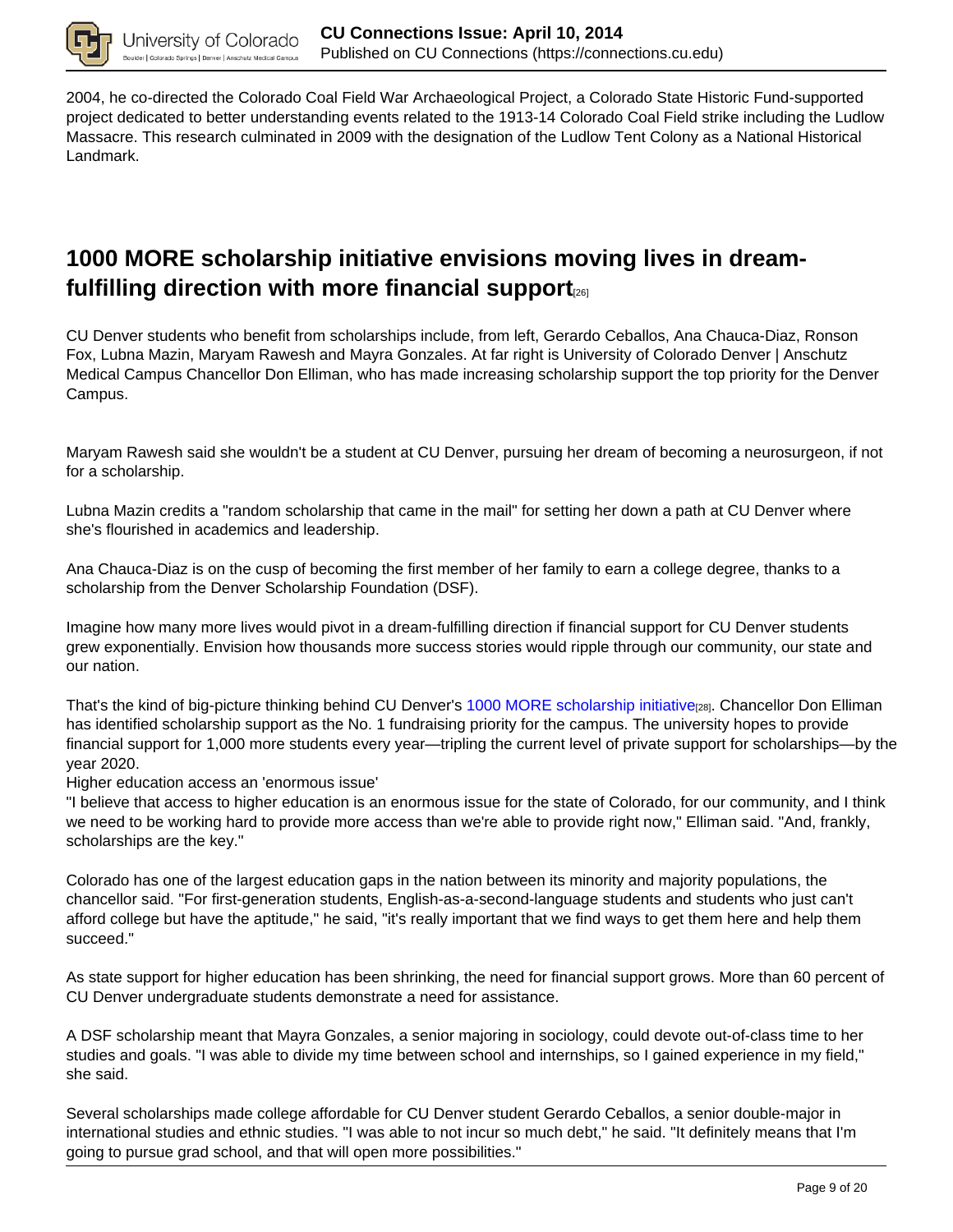2004, he co-directed the Colorado Coal Field War Archaeological Project, a Colorado State Historic Fund-supported project dedicated to better understanding events related to the 1913-14 Colorado Coal Field strike including the Ludlow Massacre. This research culminated in 2009 with the designation of the Ludlow Tent Colony as a National Historical Landmark.

## 1000 MORE scholarship initiative envisions moving lives in dream-fulfilling direction with more financial support[26]

CU Denver students who benefit from scholarships include, from left, Gerardo Ceballos, Ana Chauca-Diaz, Ronson Fox, Lubna Mazin, Maryam Rawesh and Mayra Gonzales. At far right is University of Colorado Denver | Anschutz Medical Campus Chancellor Don Elliman, who has made increasing scholarship support the top priority for the Denver Campus.

Maryam Rawesh said she wouldn't be a student at CU Denver, pursuing her dream of becoming a neurosurgeon, if not for a scholarship.

Lubna Mazin credits a "random scholarship that came in the mail" for setting her down a path at CU Denver where she's flourished in academics and leadership.

Ana Chauca-Diaz is on the cusp of becoming the first member of her family to earn a college degree, thanks to a scholarship from the Denver Scholarship Foundation (DSF).

Imagine how many more lives would pivot in a dream-fulfilling direction if financial support for CU Denver students grew exponentially. Envision how thousands more success stories would ripple through our community, our state and our nation.

That's the kind of big-picture thinking behind CU Denver's 1000 MORE scholarship initiative[28]. Chancellor Don Elliman has identified scholarship support as the No. 1 fundraising priority for the campus. The university hopes to provide financial support for 1,000 more students every year—tripling the current level of private support for scholarships—by the year 2020.

Higher education access an 'enormous issue'

"I believe that access to higher education is an enormous issue for the state of Colorado, for our community, and I think we need to be working hard to provide more access than we're able to provide right now," Elliman said. "And, frankly, scholarships are the key."

Colorado has one of the largest education gaps in the nation between its minority and majority populations, the chancellor said. "For first-generation students, English-as-a-second-language students and students who just can't afford college but have the aptitude," he said, "it's really important that we find ways to get them here and help them succeed."

As state support for higher education has been shrinking, the need for financial support grows. More than 60 percent of CU Denver undergraduate students demonstrate a need for assistance.

A DSF scholarship meant that Mayra Gonzales, a senior majoring in sociology, could devote out-of-class time to her studies and goals. "I was able to divide my time between school and internships, so I gained experience in my field," she said.

Several scholarships made college affordable for CU Denver student Gerardo Ceballos, a senior double-major in international studies and ethnic studies. "I was able to not incur so much debt," he said. "It definitely means that I'm going to pursue grad school, and that will open more possibilities."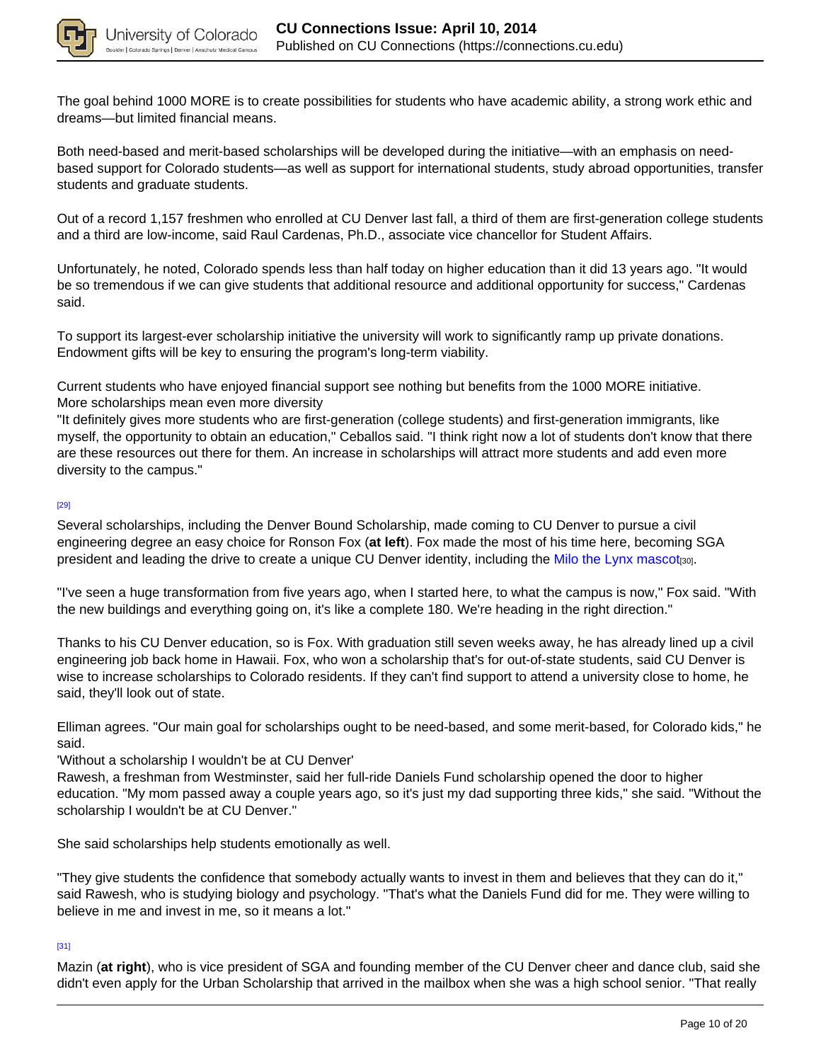The goal behind 1000 MORE is to create possibilities for students who have academic ability, a strong work ethic and dreams—but limited financial means.

Both need-based and merit-based scholarships will be developed during the initiative—with an emphasis on need-based support for Colorado students—as well as support for international students, study abroad opportunities, transfer students and graduate students.

Out of a record 1,157 freshmen who enrolled at CU Denver last fall, a third of them are first-generation college students and a third are low-income, said Raul Cardenas, Ph.D., associate vice chancellor for Student Affairs.

Unfortunately, he noted, Colorado spends less than half today on higher education than it did 13 years ago. "It would be so tremendous if we can give students that additional resource and additional opportunity for success," Cardenas said.

To support its largest-ever scholarship initiative the university will work to significantly ramp up private donations. Endowment gifts will be key to ensuring the program's long-term viability.

Current students who have enjoyed financial support see nothing but benefits from the 1000 MORE initiative.

### More scholarships mean even more diversity

"It definitely gives more students who are first-generation (college students) and first-generation immigrants, like myself, the opportunity to obtain an education," Ceballos said. "I think right now a lot of students don't know that there are these resources out there for them. An increase in scholarships will attract more students and add even more diversity to the campus."

[29]

Several scholarships, including the Denver Bound Scholarship, made coming to CU Denver to pursue a civil engineering degree an easy choice for Ronson Fox (**at left**). Fox made the most of his time here, becoming SGA president and leading the drive to create a unique CU Denver identity, including the Milo the Lynx mascot[30].

"I've seen a huge transformation from five years ago, when I started here, to what the campus is now," Fox said. "With the new buildings and everything going on, it's like a complete 180. We're heading in the right direction."

Thanks to his CU Denver education, so is Fox. With graduation still seven weeks away, he has already lined up a civil engineering job back home in Hawaii. Fox, who won a scholarship that's for out-of-state students, said CU Denver is wise to increase scholarships to Colorado residents. If they can't find support to attend a university close to home, he said, they'll look out of state.

Elliman agrees. "Our main goal for scholarships ought to be need-based, and some merit-based, for Colorado kids," he said.

### 'Without a scholarship I wouldn't be at CU Denver'

Rawesh, a freshman from Westminster, said her full-ride Daniels Fund scholarship opened the door to higher education. "My mom passed away a couple years ago, so it's just my dad supporting three kids," she said. "Without the scholarship I wouldn't be at CU Denver."

She said scholarships help students emotionally as well.

"They give students the confidence that somebody actually wants to invest in them and believes that they can do it," said Rawesh, who is studying biology and psychology. "That's what the Daniels Fund did for me. They were willing to believe in me and invest in me, so it means a lot."

[31]

Mazin (**at right**), who is vice president of SGA and founding member of the CU Denver cheer and dance club, said she didn't even apply for the Urban Scholarship that arrived in the mailbox when she was a high school senior. "That really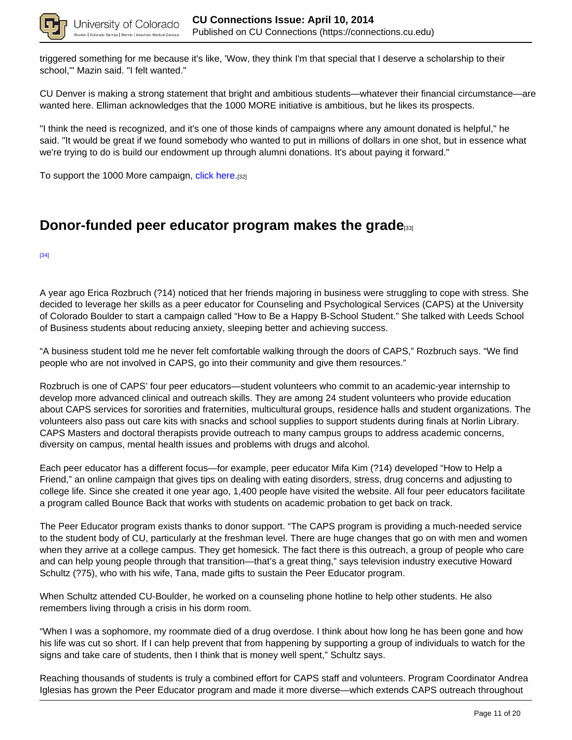triggered something for me because it's like, 'Wow, they think I'm that special that I deserve a scholarship to their school,'" Mazin said. "I felt wanted."

CU Denver is making a strong statement that bright and ambitious students—whatever their financial circumstance—are wanted here. Elliman acknowledges that the 1000 MORE initiative is ambitious, but he likes its prospects.

"I think the need is recognized, and it's one of those kinds of campaigns where any amount donated is helpful," he said. "It would be great if we found somebody who wanted to put in millions of dollars in one shot, but in essence what we're trying to do is build our endowment up through alumni donations. It's about paying it forward."

To support the 1000 More campaign, click here.[32]

## Donor-funded peer educator program makes the grade[33]

[34]

A year ago Erica Rozbruch (?14) noticed that her friends majoring in business were struggling to cope with stress. She decided to leverage her skills as a peer educator for Counseling and Psychological Services (CAPS) at the University of Colorado Boulder to start a campaign called “How to Be a Happy B-School Student.” She talked with Leeds School of Business students about reducing anxiety, sleeping better and achieving success.

“A business student told me he never felt comfortable walking through the doors of CAPS,” Rozbruch says. “We find people who are not involved in CAPS, go into their community and give them resources.”

Rozbruch is one of CAPS' four peer educators—student volunteers who commit to an academic-year internship to develop more advanced clinical and outreach skills. They are among 24 student volunteers who provide education about CAPS services for sororities and fraternities, multicultural groups, residence halls and student organizations. The volunteers also pass out care kits with snacks and school supplies to support students during finals at Norlin Library. CAPS Masters and doctoral therapists provide outreach to many campus groups to address academic concerns, diversity on campus, mental health issues and problems with drugs and alcohol.

Each peer educator has a different focus—for example, peer educator Mifa Kim (?14) developed “How to Help a Friend,” an online campaign that gives tips on dealing with eating disorders, stress, drug concerns and adjusting to college life. Since she created it one year ago, 1,400 people have visited the website. All four peer educators facilitate a program called Bounce Back that works with students on academic probation to get back on track.

The Peer Educator program exists thanks to donor support. “The CAPS program is providing a much-needed service to the student body of CU, particularly at the freshman level. There are huge changes that go on with men and women when they arrive at a college campus. They get homesick. The fact there is this outreach, a group of people who care and can help young people through that transition—that's a great thing,” says television industry executive Howard Schultz (?75), who with his wife, Tana, made gifts to sustain the Peer Educator program.

When Schultz attended CU-Boulder, he worked on a counseling phone hotline to help other students. He also remembers living through a crisis in his dorm room.

“When I was a sophomore, my roommate died of a drug overdose. I think about how long he has been gone and how his life was cut so short. If I can help prevent that from happening by supporting a group of individuals to watch for the signs and take care of students, then I think that is money well spent,” Schultz says.

Reaching thousands of students is truly a combined effort for CAPS staff and volunteers. Program Coordinator Andrea Iglesias has grown the Peer Educator program and made it more diverse—which extends CAPS outreach throughout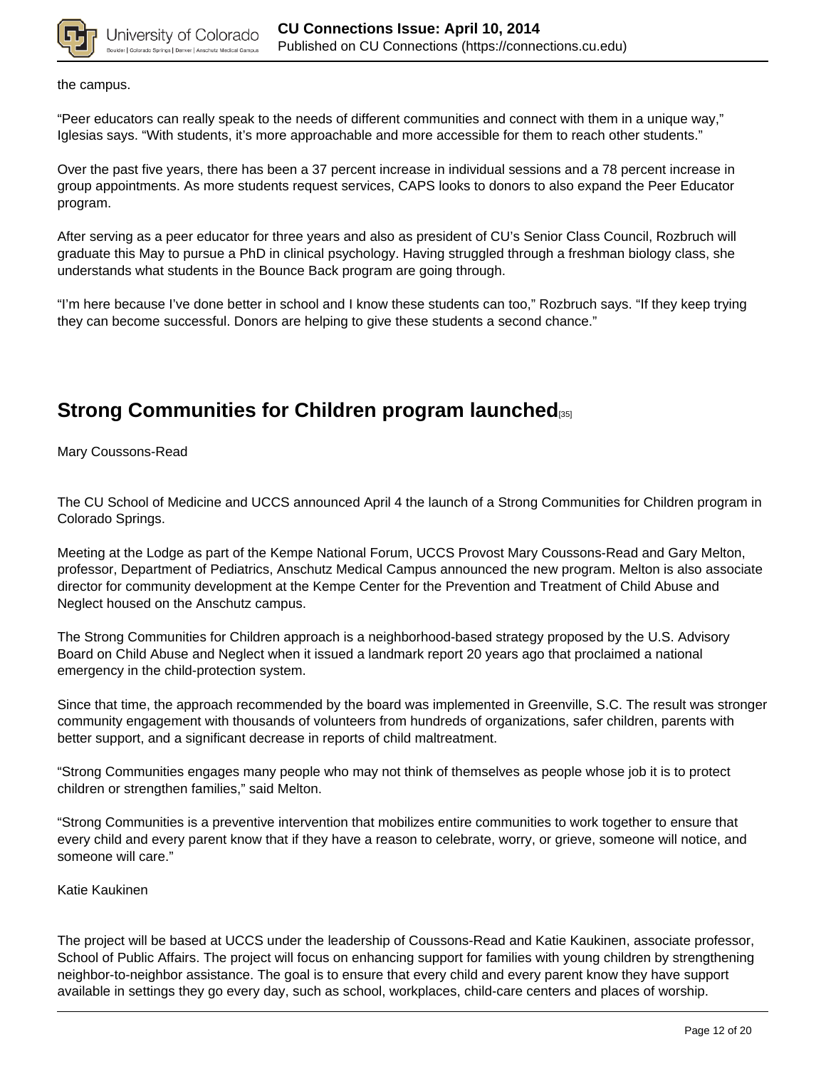the campus.

“Peer educators can really speak to the needs of different communities and connect with them in a unique way,” Iglesias says. “With students, it’s more approachable and more accessible for them to reach other students.”

Over the past five years, there has been a 37 percent increase in individual sessions and a 78 percent increase in group appointments. As more students request services, CAPS looks to donors to also expand the Peer Educator program.

After serving as a peer educator for three years and also as president of CU’s Senior Class Council, Rozbruch will graduate this May to pursue a PhD in clinical psychology. Having struggled through a freshman biology class, she understands what students in the Bounce Back program are going through.

“I’m here because I’ve done better in school and I know these students can too,” Rozbruch says. “If they keep trying they can become successful. Donors are helping to give these students a second chance.”

## Strong Communities for Children program launched[35]

Mary Coussons-Read

The CU School of Medicine and UCCS announced April 4 the launch of a Strong Communities for Children program in Colorado Springs.

Meeting at the Lodge as part of the Kempe National Forum, UCCS Provost Mary Coussons-Read and Gary Melton, professor, Department of Pediatrics, Anschutz Medical Campus announced the new program. Melton is also associate director for community development at the Kempe Center for the Prevention and Treatment of Child Abuse and Neglect housed on the Anschutz campus.

The Strong Communities for Children approach is a neighborhood-based strategy proposed by the U.S. Advisory Board on Child Abuse and Neglect when it issued a landmark report 20 years ago that proclaimed a national emergency in the child-protection system.

Since that time, the approach recommended by the board was implemented in Greenville, S.C. The result was stronger community engagement with thousands of volunteers from hundreds of organizations, safer children, parents with better support, and a significant decrease in reports of child maltreatment.

“Strong Communities engages many people who may not think of themselves as people whose job it is to protect children or strengthen families,” said Melton.

“Strong Communities is a preventive intervention that mobilizes entire communities to work together to ensure that every child and every parent know that if they have a reason to celebrate, worry, or grieve, someone will notice, and someone will care.”

Katie Kaukinen

The project will be based at UCCS under the leadership of Coussons-Read and Katie Kaukinen, associate professor, School of Public Affairs. The project will focus on enhancing support for families with young children by strengthening neighbor-to-neighbor assistance. The goal is to ensure that every child and every parent know they have support available in settings they go every day, such as school, workplaces, child-care centers and places of worship.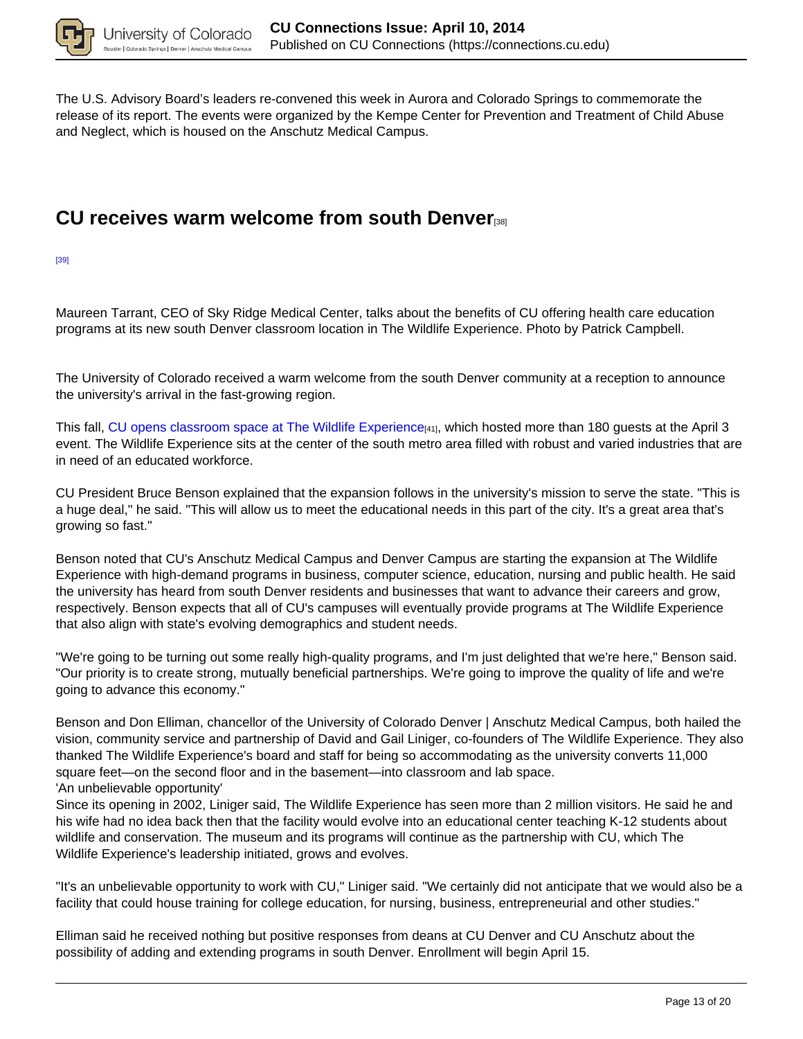The U.S. Advisory Board's leaders re-convened this week in Aurora and Colorado Springs to commemorate the release of its report. The events were organized by the Kempe Center for Prevention and Treatment of Child Abuse and Neglect, which is housed on the Anschutz Medical Campus.

## CU receives warm welcome from south Denver[38]

[39]

Maureen Tarrant, CEO of Sky Ridge Medical Center, talks about the benefits of CU offering health care education programs at its new south Denver classroom location in The Wildlife Experience. Photo by Patrick Campbell.

The University of Colorado received a warm welcome from the south Denver community at a reception to announce the university's arrival in the fast-growing region.

This fall, CU opens classroom space at The Wildlife Experience[41], which hosted more than 180 guests at the April 3 event. The Wildlife Experience sits at the center of the south metro area filled with robust and varied industries that are in need of an educated workforce.

CU President Bruce Benson explained that the expansion follows in the university's mission to serve the state. "This is a huge deal," he said. "This will allow us to meet the educational needs in this part of the city. It's a great area that's growing so fast."

Benson noted that CU's Anschutz Medical Campus and Denver Campus are starting the expansion at The Wildlife Experience with high-demand programs in business, computer science, education, nursing and public health. He said the university has heard from south Denver residents and businesses that want to advance their careers and grow, respectively. Benson expects that all of CU's campuses will eventually provide programs at The Wildlife Experience that also align with state's evolving demographics and student needs.

"We're going to be turning out some really high-quality programs, and I'm just delighted that we're here," Benson said. "Our priority is to create strong, mutually beneficial partnerships. We're going to improve the quality of life and we're going to advance this economy."

Benson and Don Elliman, chancellor of the University of Colorado Denver | Anschutz Medical Campus, both hailed the vision, community service and partnership of David and Gail Liniger, co-founders of The Wildlife Experience. They also thanked The Wildlife Experience's board and staff for being so accommodating as the university converts 11,000 square feet—on the second floor and in the basement—into classroom and lab space.

'An unbelievable opportunity'

Since its opening in 2002, Liniger said, The Wildlife Experience has seen more than 2 million visitors. He said he and his wife had no idea back then that the facility would evolve into an educational center teaching K-12 students about wildlife and conservation. The museum and its programs will continue as the partnership with CU, which The Wildlife Experience's leadership initiated, grows and evolves.

"It's an unbelievable opportunity to work with CU," Liniger said. "We certainly did not anticipate that we would also be a facility that could house training for college education, for nursing, business, entrepreneurial and other studies."

Elliman said he received nothing but positive responses from deans at CU Denver and CU Anschutz about the possibility of adding and extending programs in south Denver. Enrollment will begin April 15.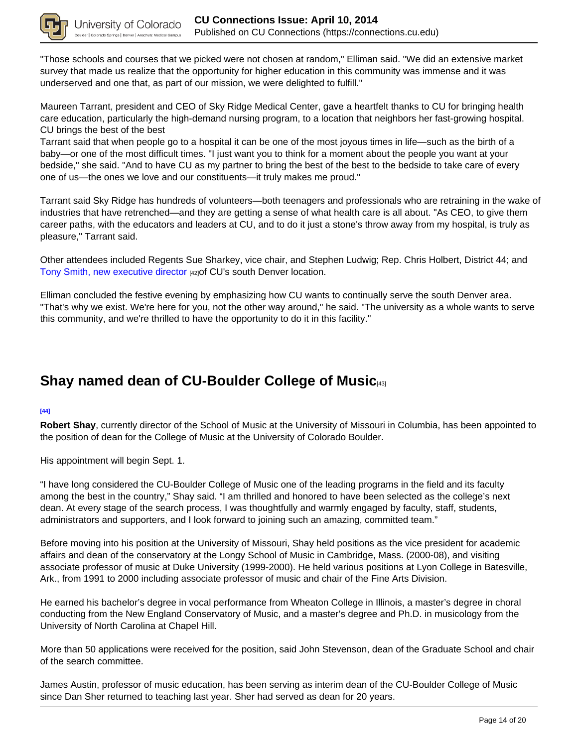"Those schools and courses that we picked were not chosen at random," Elliman said. "We did an extensive market survey that made us realize that the opportunity for higher education in this community was immense and it was underserved and one that, as part of our mission, we were delighted to fulfill."

Maureen Tarrant, president and CEO of Sky Ridge Medical Center, gave a heartfelt thanks to CU for bringing health care education, particularly the high-demand nursing program, to a location that neighbors her fast-growing hospital.

CU brings the best of the best

Tarrant said that when people go to a hospital it can be one of the most joyous times in life—such as the birth of a baby—or one of the most difficult times. "I just want you to think for a moment about the people you want at your bedside," she said. "And to have CU as my partner to bring the best of the best to the bedside to take care of every one of us—the ones we love and our constituents—it truly makes me proud."

Tarrant said Sky Ridge has hundreds of volunteers—both teenagers and professionals who are retraining in the wake of industries that have retrenched—and they are getting a sense of what health care is all about. "As CEO, to give them career paths, with the educators and leaders at CU, and to do it just a stone's throw away from my hospital, is truly as pleasure," Tarrant said.

Other attendees included Regents Sue Sharkey, vice chair, and Stephen Ludwig; Rep. Chris Holbert, District 44; and Tony Smith, new executive director [42] of CU's south Denver location.

Elliman concluded the festive evening by emphasizing how CU wants to continually serve the south Denver area. "That's why we exist. We're here for you, not the other way around," he said. "The university as a whole wants to serve this community, and we're thrilled to have the opportunity to do it in this facility."

## Shay named dean of CU-Boulder College of Music [43]

[44]

**Robert Shay**, currently director of the School of Music at the University of Missouri in Columbia, has been appointed to the position of dean for the College of Music at the University of Colorado Boulder.

His appointment will begin Sept. 1.

“I have long considered the CU-Boulder College of Music one of the leading programs in the field and its faculty among the best in the country,” Shay said. “I am thrilled and honored to have been selected as the college’s next dean. At every stage of the search process, I was thoughtfully and warmly engaged by faculty, staff, students, administrators and supporters, and I look forward to joining such an amazing, committed team.”

Before moving into his position at the University of Missouri, Shay held positions as the vice president for academic affairs and dean of the conservatory at the Longy School of Music in Cambridge, Mass. (2000-08), and visiting associate professor of music at Duke University (1999-2000). He held various positions at Lyon College in Batesville, Ark., from 1991 to 2000 including associate professor of music and chair of the Fine Arts Division.

He earned his bachelor’s degree in vocal performance from Wheaton College in Illinois, a master’s degree in choral conducting from the New England Conservatory of Music, and a master’s degree and Ph.D. in musicology from the University of North Carolina at Chapel Hill.

More than 50 applications were received for the position, said John Stevenson, dean of the Graduate School and chair of the search committee.

James Austin, professor of music education, has been serving as interim dean of the CU-Boulder College of Music since Dan Sher returned to teaching last year. Sher had served as dean for 20 years.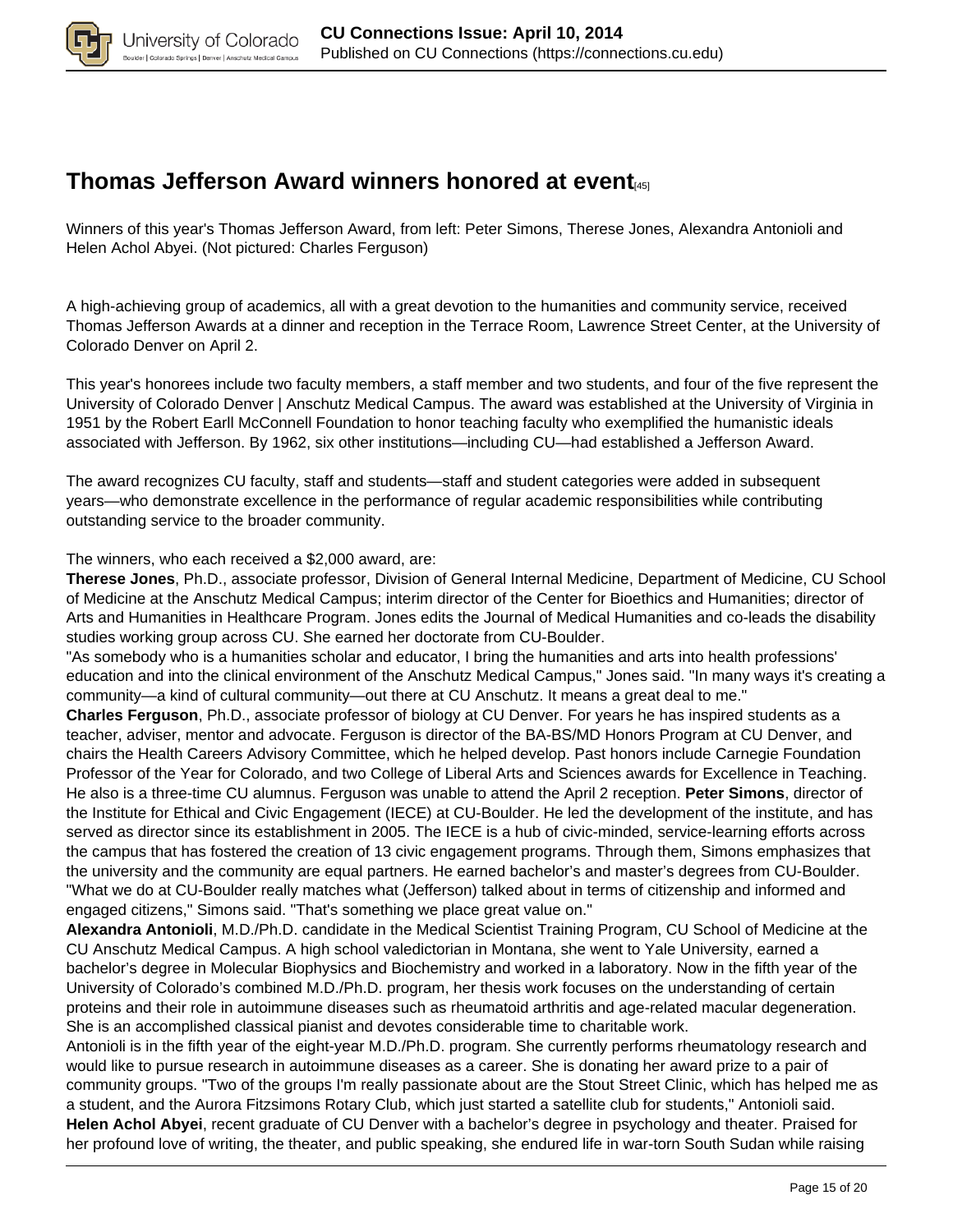## Thomas Jefferson Award winners honored at event[45]

Winners of this year's Thomas Jefferson Award, from left: Peter Simons, Therese Jones, Alexandra Antonioli and Helen Achol Abyei. (Not pictured: Charles Ferguson)

A high-achieving group of academics, all with a great devotion to the humanities and community service, received Thomas Jefferson Awards at a dinner and reception in the Terrace Room, Lawrence Street Center, at the University of Colorado Denver on April 2.

This year's honorees include two faculty members, a staff member and two students, and four of the five represent the University of Colorado Denver | Anschutz Medical Campus. The award was established at the University of Virginia in 1951 by the Robert Earll McConnell Foundation to honor teaching faculty who exemplified the humanistic ideals associated with Jefferson. By 1962, six other institutions—including CU—had established a Jefferson Award.

The award recognizes CU faculty, staff and students—staff and student categories were added in subsequent years—who demonstrate excellence in the performance of regular academic responsibilities while contributing outstanding service to the broader community.

The winners, who each received a $2,000 award, are:

**Therese Jones**, Ph.D., associate professor, Division of General Internal Medicine, Department of Medicine, CU School of Medicine at the Anschutz Medical Campus; interim director of the Center for Bioethics and Humanities; director of Arts and Humanities in Healthcare Program. Jones edits the Journal of Medical Humanities and co-leads the disability studies working group across CU. She earned her doctorate from CU-Boulder.

"As somebody who is a humanities scholar and educator, I bring the humanities and arts into health professions' education and into the clinical environment of the Anschutz Medical Campus," Jones said. "In many ways it's creating a community—a kind of cultural community—out there at CU Anschutz. It means a great deal to me."

**Charles Ferguson**, Ph.D., associate professor of biology at CU Denver. For years he has inspired students as a teacher, adviser, mentor and advocate. Ferguson is director of the BA-BS/MD Honors Program at CU Denver, and chairs the Health Careers Advisory Committee, which he helped develop. Past honors include Carnegie Foundation Professor of the Year for Colorado, and two College of Liberal Arts and Sciences awards for Excellence in Teaching. He also is a three-time CU alumnus. Ferguson was unable to attend the April 2 reception.

**Peter Simons**, director of the Institute for Ethical and Civic Engagement (IECE) at CU-Boulder. He led the development of the institute, and has served as director since its establishment in 2005. The IECE is a hub of civic-minded, service-learning efforts across the campus that has fostered the creation of 13 civic engagement programs. Through them, Simons emphasizes that the university and the community are equal partners. He earned bachelor's and master's degrees from CU-Boulder.

"What we do at CU-Boulder really matches what (Jefferson) talked about in terms of citizenship and informed and engaged citizens," Simons said. "That's something we place great value on."

**Alexandra Antonioli**, M.D./Ph.D. candidate in the Medical Scientist Training Program, CU School of Medicine at the CU Anschutz Medical Campus. A high school valedictorian in Montana, she went to Yale University, earned a bachelor's degree in Molecular Biophysics and Biochemistry and worked in a laboratory. Now in the fifth year of the University of Colorado's combined M.D./Ph.D. program, her thesis work focuses on the understanding of certain proteins and their role in autoimmune diseases such as rheumatoid arthritis and age-related macular degeneration. She is an accomplished classical pianist and devotes considerable time to charitable work.

Antonioli is in the fifth year of the eight-year M.D./Ph.D. program. She currently performs rheumatology research and would like to pursue research in autoimmune diseases as a career. She is donating her award prize to a pair of community groups. "Two of the groups I'm really passionate about are the Stout Street Clinic, which has helped me as a student, and the Aurora Fitzsimons Rotary Club, which just started a satellite club for students," Antonioli said.

**Helen Achol Abyei**, recent graduate of CU Denver with a bachelor's degree in psychology and theater. Praised for her profound love of writing, the theater, and public speaking, she endured life in war-torn South Sudan while raising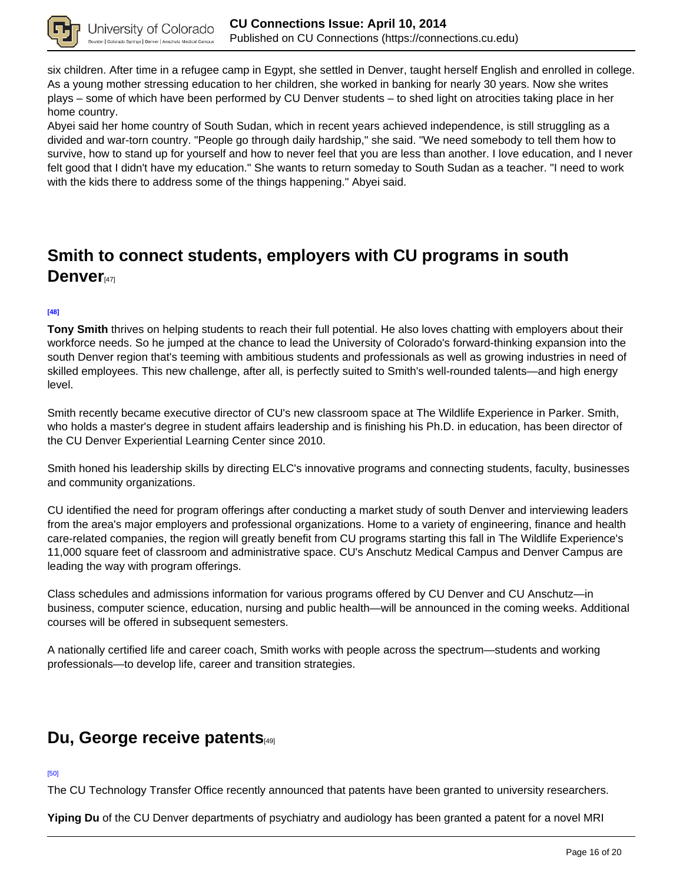six children. After time in a refugee camp in Egypt, she settled in Denver, taught herself English and enrolled in college. As a young mother stressing education to her children, she worked in banking for nearly 30 years. Now she writes plays – some of which have been performed by CU Denver students – to shed light on atrocities taking place in her home country.

Abyei said her home country of South Sudan, which in recent years achieved independence, is still struggling as a divided and war-torn country. "People go through daily hardship," she said. "We need somebody to tell them how to survive, how to stand up for yourself and how to never feel that you are less than another. I love education, and I never felt good that I didn't have my education." She wants to return someday to South Sudan as a teacher. "I need to work with the kids there to address some of the things happening." Abyei said.

## Smith to connect students, employers with CU programs in south Denver[47]

[48]

**Tony Smith** thrives on helping students to reach their full potential. He also loves chatting with employers about their workforce needs. So he jumped at the chance to lead the University of Colorado's forward-thinking expansion into the south Denver region that's teeming with ambitious students and professionals as well as growing industries in need of skilled employees. This new challenge, after all, is perfectly suited to Smith's well-rounded talents—and high energy level.

Smith recently became executive director of CU's new classroom space at The Wildlife Experience in Parker. Smith, who holds a master's degree in student affairs leadership and is finishing his Ph.D. in education, has been director of the CU Denver Experiential Learning Center since 2010.

Smith honed his leadership skills by directing ELC's innovative programs and connecting students, faculty, businesses and community organizations.

CU identified the need for program offerings after conducting a market study of south Denver and interviewing leaders from the area's major employers and professional organizations. Home to a variety of engineering, finance and health care-related companies, the region will greatly benefit from CU programs starting this fall in The Wildlife Experience's 11,000 square feet of classroom and administrative space. CU's Anschutz Medical Campus and Denver Campus are leading the way with program offerings.

Class schedules and admissions information for various programs offered by CU Denver and CU Anschutz—in business, computer science, education, nursing and public health—will be announced in the coming weeks. Additional courses will be offered in subsequent semesters.

A nationally certified life and career coach, Smith works with people across the spectrum—students and working professionals—to develop life, career and transition strategies.

## Du, George receive patents[49]

[50]

The CU Technology Transfer Office recently announced that patents have been granted to university researchers.

**Yiping Du** of the CU Denver departments of psychiatry and audiology has been granted a patent for a novel MRI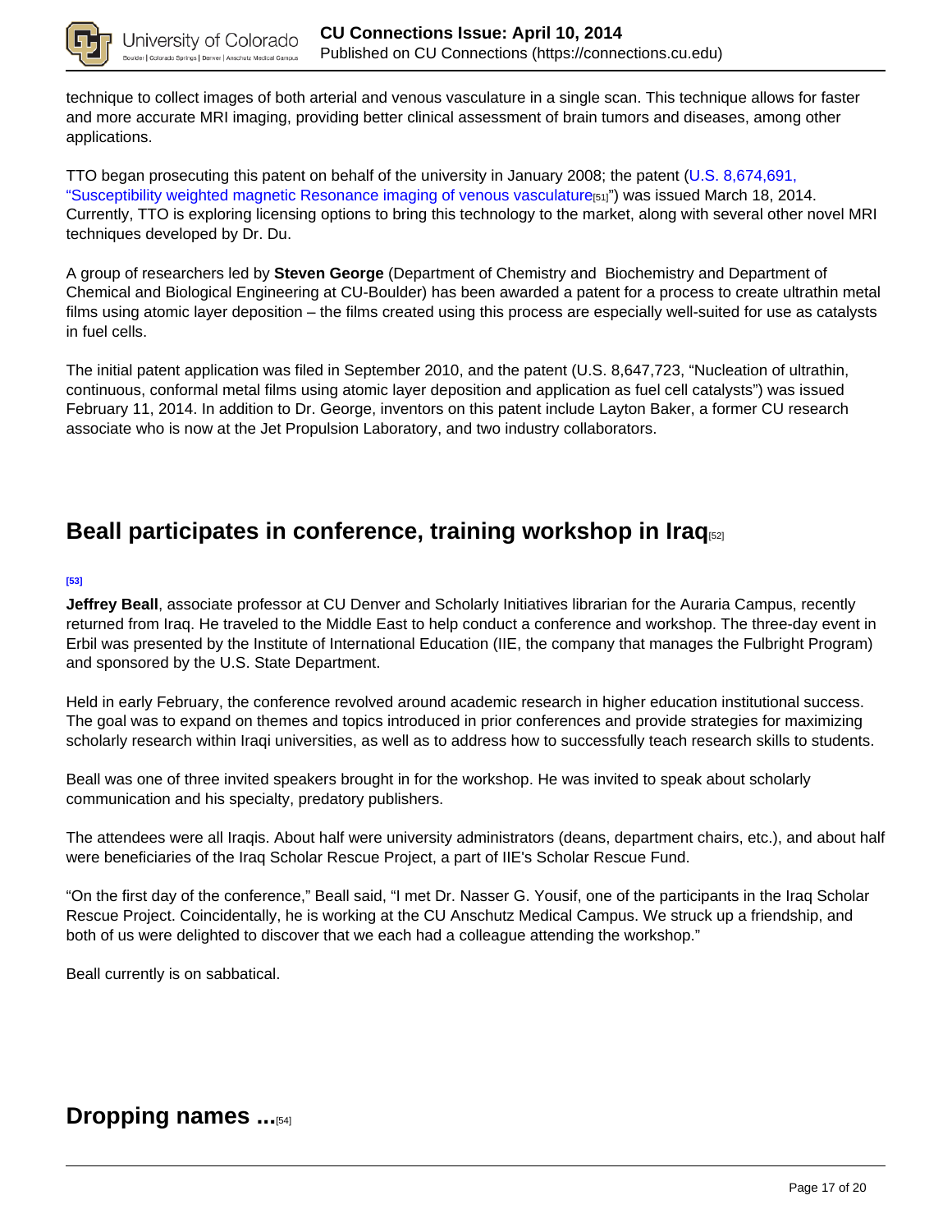technique to collect images of both arterial and venous vasculature in a single scan. This technique allows for faster and more accurate MRI imaging, providing better clinical assessment of brain tumors and diseases, among other applications.

TTO began prosecuting this patent on behalf of the university in January 2008; the patent (U.S. 8,674,691, "Susceptibility weighted magnetic Resonance imaging of venous vasculature[51]") was issued March 18, 2014. Currently, TTO is exploring licensing options to bring this technology to the market, along with several other novel MRI techniques developed by Dr. Du.

A group of researchers led by **Steven George** (Department of Chemistry and Biochemistry and Department of Chemical and Biological Engineering at CU-Boulder) has been awarded a patent for a process to create ultrathin metal films using atomic layer deposition – the films created using this process are especially well-suited for use as catalysts in fuel cells.

The initial patent application was filed in September 2010, and the patent (U.S. 8,647,723, "Nucleation of ultrathin, continuous, conformal metal films using atomic layer deposition and application as fuel cell catalysts") was issued February 11, 2014. In addition to Dr. George, inventors on this patent include Layton Baker, a former CU research associate who is now at the Jet Propulsion Laboratory, and two industry collaborators.

## Beall participates in conference, training workshop in Iraq[52]

[53]

**Jeffrey Beall**, associate professor at CU Denver and Scholarly Initiatives librarian for the Auraria Campus, recently returned from Iraq. He traveled to the Middle East to help conduct a conference and workshop. The three-day event in Erbil was presented by the Institute of International Education (IIE, the company that manages the Fulbright Program) and sponsored by the U.S. State Department.

Held in early February, the conference revolved around academic research in higher education institutional success. The goal was to expand on themes and topics introduced in prior conferences and provide strategies for maximizing scholarly research within Iraqi universities, as well as to address how to successfully teach research skills to students.

Beall was one of three invited speakers brought in for the workshop. He was invited to speak about scholarly communication and his specialty, predatory publishers.

The attendees were all Iraqis. About half were university administrators (deans, department chairs, etc.), and about half were beneficiaries of the Iraq Scholar Rescue Project, a part of IIE's Scholar Rescue Fund.

"On the first day of the conference," Beall said, "I met Dr. Nasser G. Yousif, one of the participants in the Iraq Scholar Rescue Project. Coincidentally, he is working at the CU Anschutz Medical Campus. We struck up a friendship, and both of us were delighted to discover that we each had a colleague attending the workshop."

Beall currently is on sabbatical.

## Dropping names ...[54]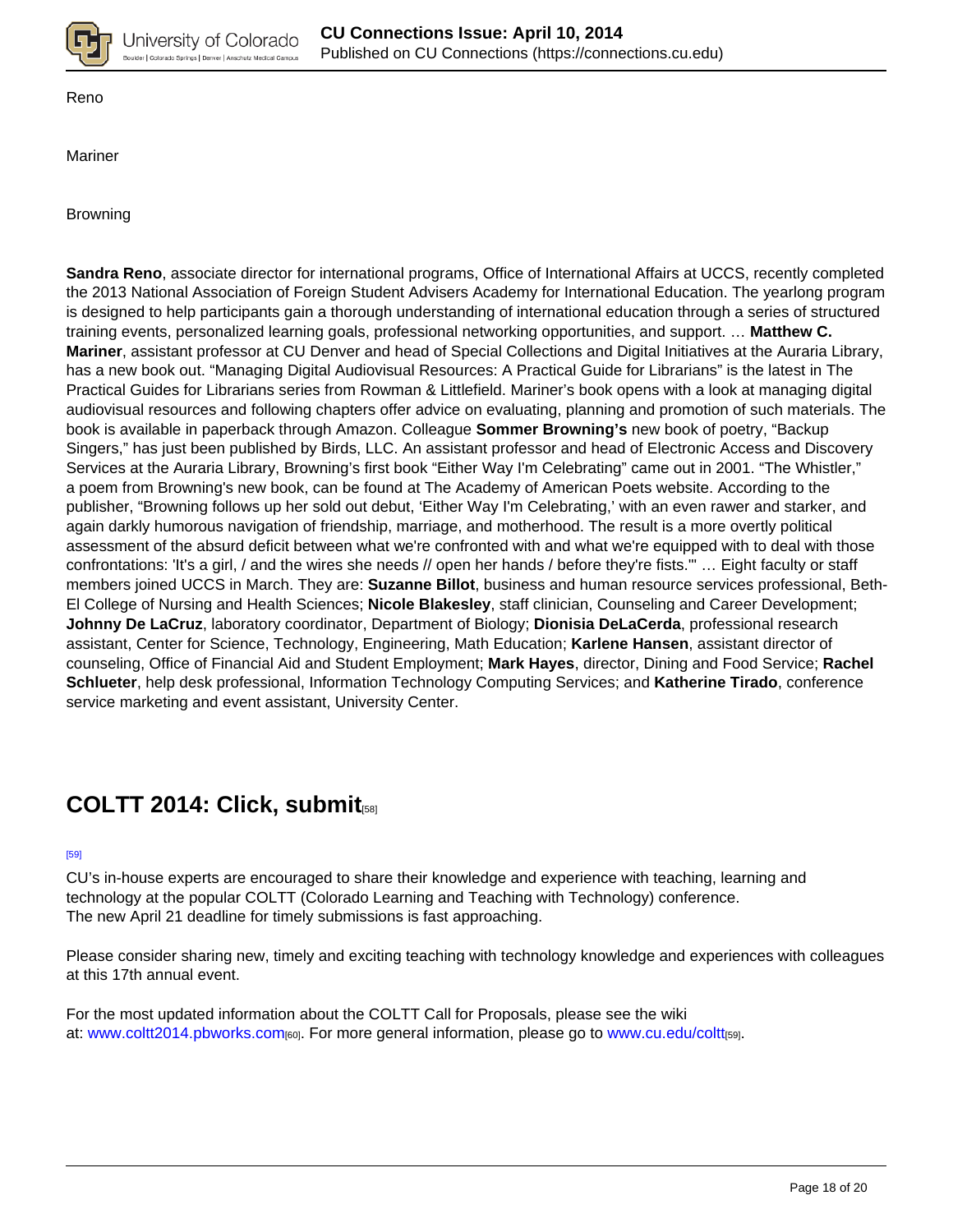Reno

Mariner

Browning

**Sandra Reno**, associate director for international programs, Office of International Affairs at UCCS, recently completed the 2013 National Association of Foreign Student Advisers Academy for International Education. The yearlong program is designed to help participants gain a thorough understanding of international education through a series of structured training events, personalized learning goals, professional networking opportunities, and support. … **Matthew C. Mariner**, assistant professor at CU Denver and head of Special Collections and Digital Initiatives at the Auraria Library, has a new book out. "Managing Digital Audiovisual Resources: A Practical Guide for Librarians" is the latest in The Practical Guides for Librarians series from Rowman & Littlefield. Mariner's book opens with a look at managing digital audiovisual resources and following chapters offer advice on evaluating, planning and promotion of such materials. The book is available in paperback through Amazon. Colleague **Sommer Browning's** new book of poetry, "Backup Singers," has just been published by Birds, LLC. An assistant professor and head of Electronic Access and Discovery Services at the Auraria Library, Browning's first book "Either Way I'm Celebrating" came out in 2001. "The Whistler," a poem from Browning's new book, can be found at The Academy of American Poets website. According to the publisher, "Browning follows up her sold out debut, 'Either Way I'm Celebrating,' with an even rawer and starker, and again darkly humorous navigation of friendship, marriage, and motherhood. The result is a more overtly political assessment of the absurd deficit between what we're confronted with and what we're equipped with to deal with those confrontations: 'It's a girl, / and the wires she needs // open her hands / before they're fists.'" … Eight faculty or staff members joined UCCS in March. They are: **Suzanne Billot**, business and human resource services professional, Beth-El College of Nursing and Health Sciences; **Nicole Blakesley**, staff clinician, Counseling and Career Development; **Johnny De LaCruz**, laboratory coordinator, Department of Biology; **Dionisia DeLaCerda**, professional research assistant, Center for Science, Technology, Engineering, Math Education; **Karlene Hansen**, assistant director of counseling, Office of Financial Aid and Student Employment; **Mark Hayes**, director, Dining and Food Service; **Rachel Schlueter**, help desk professional, Information Technology Computing Services; and **Katherine Tirado**, conference service marketing and event assistant, University Center.

## COLTT 2014: Click, submit[58]

[59]

CU's in-house experts are encouraged to share their knowledge and experience with teaching, learning and technology at the popular COLTT (Colorado Learning and Teaching with Technology) conference.
The new April 21 deadline for timely submissions is fast approaching.

Please consider sharing new, timely and exciting teaching with technology knowledge and experiences with colleagues at this 17th annual event.

For the most updated information about the COLTT Call for Proposals, please see the wiki at: www.coltt2014.pbworks.com[60]. For more general information, please go to www.cu.edu/coltt[59].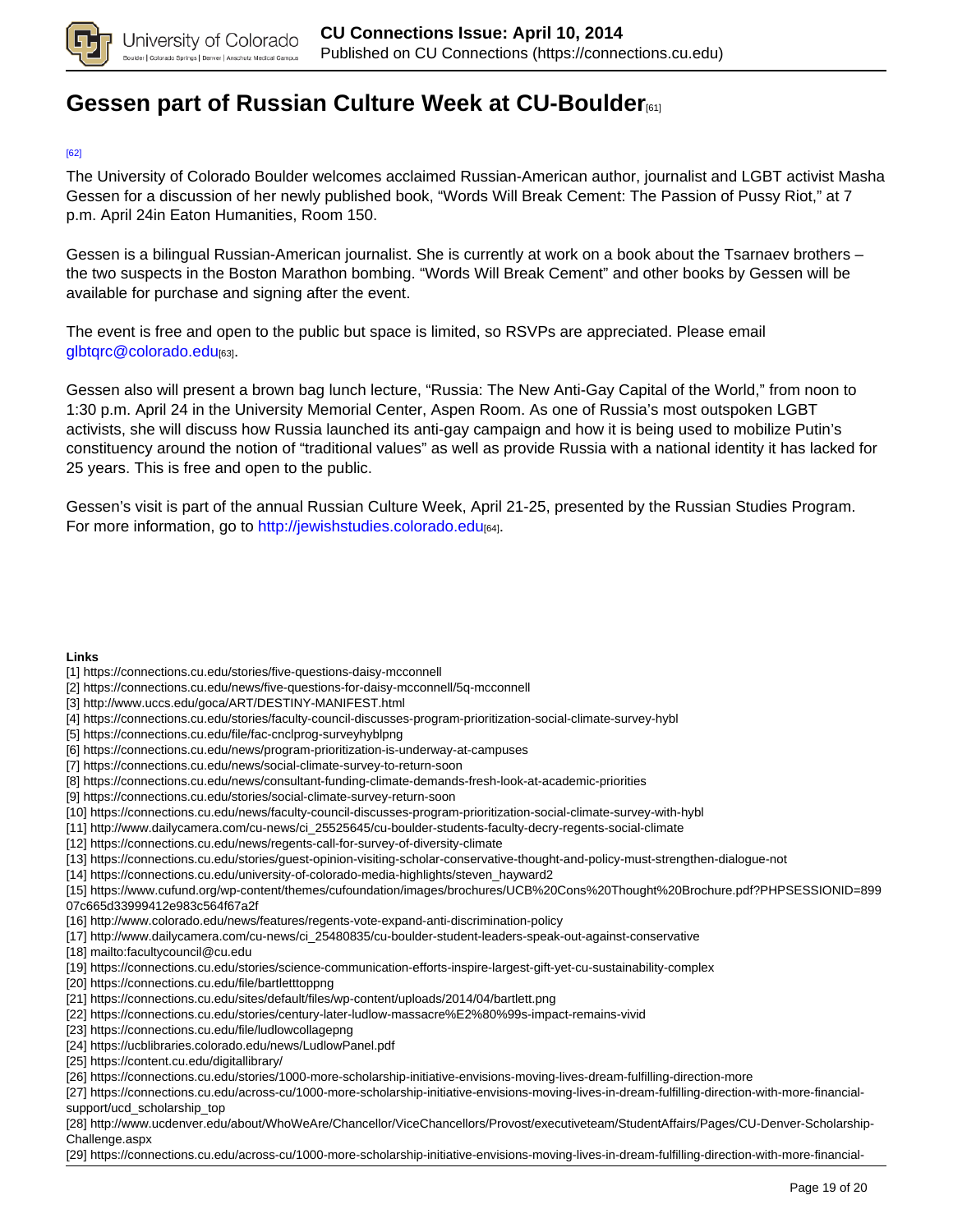# Gessen part of Russian Culture Week at CU-Boulder[61]

[62]

The University of Colorado Boulder welcomes acclaimed Russian-American author, journalist and LGBT activist Masha Gessen for a discussion of her newly published book, "Words Will Break Cement: The Passion of Pussy Riot," at 7 p.m. April 24in Eaton Humanities, Room 150.

Gessen is a bilingual Russian-American journalist. She is currently at work on a book about the Tsarnaev brothers – the two suspects in the Boston Marathon bombing. "Words Will Break Cement" and other books by Gessen will be available for purchase and signing after the event.

The event is free and open to the public but space is limited, so RSVPs are appreciated. Please email glbtqrc@colorado.edu[63].

Gessen also will present a brown bag lunch lecture, "Russia: The New Anti-Gay Capital of the World," from noon to 1:30 p.m. April 24 in the University Memorial Center, Aspen Room. As one of Russia's most outspoken LGBT activists, she will discuss how Russia launched its anti-gay campaign and how it is being used to mobilize Putin's constituency around the notion of "traditional values" as well as provide Russia with a national identity it has lacked for 25 years. This is free and open to the public.

Gessen's visit is part of the annual Russian Culture Week, April 21-25, presented by the Russian Studies Program. For more information, go to http://jewishstudies.colorado.edu[64].

**Links**

[1] https://connections.cu.edu/stories/five-questions-daisy-mcconnell
[2] https://connections.cu.edu/news/five-questions-for-daisy-mcconnell/5q-mcconnell
[3] http://www.uccs.edu/goca/ART/DESTINY-MANIFEST.html
[4] https://connections.cu.edu/stories/faculty-council-discusses-program-prioritization-social-climate-survey-hybl
[5] https://connections.cu.edu/file/fac-cnclprog-surveyhyblpng
[6] https://connections.cu.edu/news/program-prioritization-is-underway-at-campuses
[7] https://connections.cu.edu/news/social-climate-survey-to-return-soon
[8] https://connections.cu.edu/news/consultant-funding-climate-demands-fresh-look-at-academic-priorities
[9] https://connections.cu.edu/stories/social-climate-survey-return-soon
[10] https://connections.cu.edu/news/faculty-council-discusses-program-prioritization-social-climate-survey-with-hybl
[11] http://www.dailycamera.com/cu-news/ci_25525645/cu-boulder-students-faculty-decry-regents-social-climate
[12] https://connections.cu.edu/news/regents-call-for-survey-of-diversity-climate
[13] https://connections.cu.edu/stories/guest-opinion-visiting-scholar-conservative-thought-and-policy-must-strengthen-dialogue-not
[14] https://connections.cu.edu/university-of-colorado-media-highlights/steven_hayward2
[15] https://www.cufund.org/wp-content/themes/cufoundation/images/brochures/UCB%20Cons%20Thought%20Brochure.pdf?PHPSESSIONID=89907c665d33999412e983c564f67a2f
[16] http://www.colorado.edu/news/features/regents-vote-expand-anti-discrimination-policy
[17] http://www.dailycamera.com/cu-news/ci_25480835/cu-boulder-student-leaders-speak-out-against-conservative
[18] mailto:facultycouncil@cu.edu
[19] https://connections.cu.edu/stories/science-communication-efforts-inspire-largest-gift-yet-cu-sustainability-complex
[20] https://connections.cu.edu/file/bartletttoppng
[21] https://connections.cu.edu/sites/default/files/wp-content/uploads/2014/04/bartlett.png
[22] https://connections.cu.edu/stories/century-later-ludlow-massacre%E2%80%99s-impact-remains-vivid
[23] https://connections.cu.edu/file/ludlowcollagepng
[24] https://ucblibraries.colorado.edu/news/LudlowPanel.pdf
[25] https://content.cu.edu/digitallibrary/
[26] https://connections.cu.edu/stories/1000-more-scholarship-initiative-envisions-moving-lives-dream-fulfilling-direction-more
[27] https://connections.cu.edu/across-cu/1000-more-scholarship-initiative-envisions-moving-lives-in-dream-fulfilling-direction-with-more-financial-support/ucd_scholarship_top
[28] http://www.ucdenver.edu/about/WhoWeAre/Chancellor/ViceChancellors/Provost/executiveteam/StudentAffairs/Pages/CU-Denver-Scholarship-Challenge.aspx
[29] https://connections.cu.edu/across-cu/1000-more-scholarship-initiative-envisions-moving-lives-in-dream-fulfilling-direction-with-more-financial-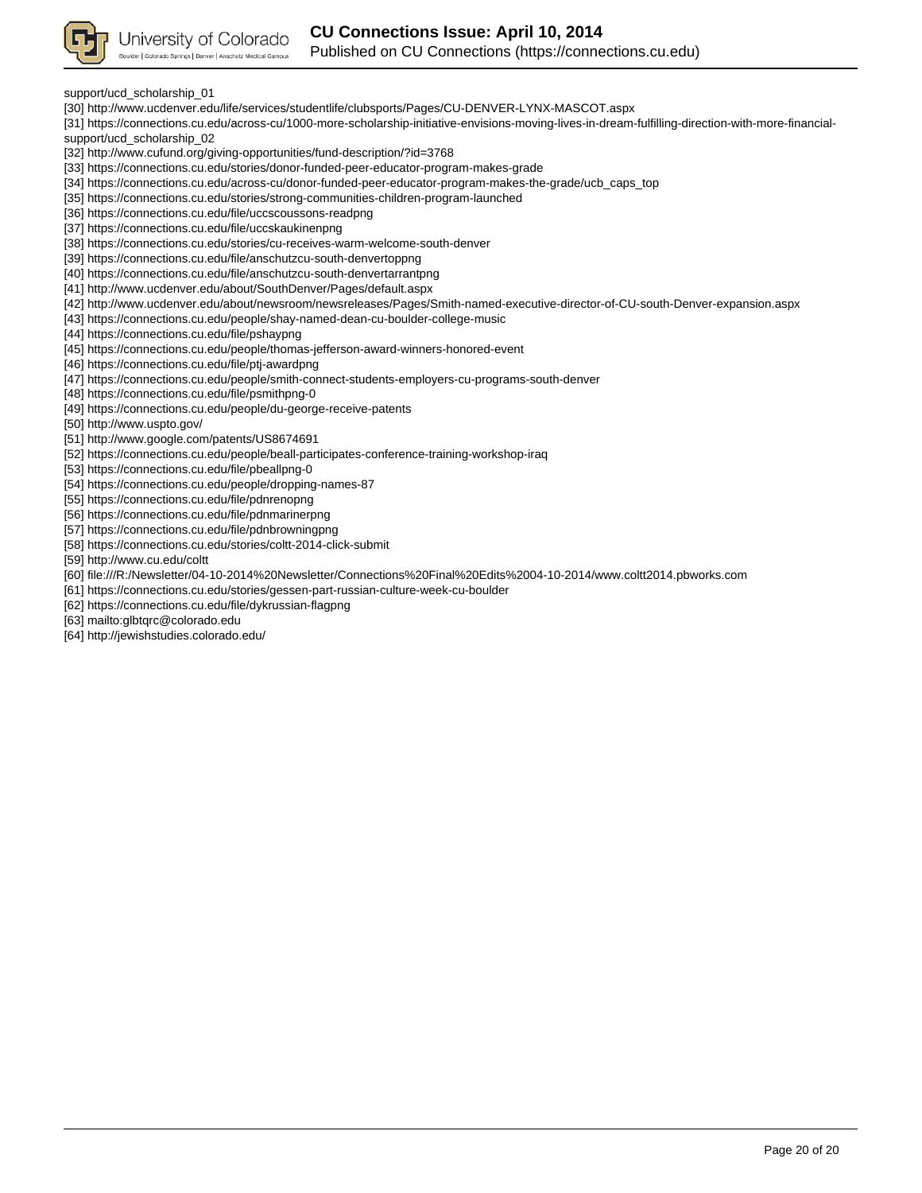support/ucd_scholarship_01
[30] http://www.ucdenver.edu/life/services/studentlife/clubsports/Pages/CU-DENVER-LYNX-MASCOT.aspx
[31] https://connections.cu.edu/across-cu/1000-more-scholarship-initiative-envisions-moving-lives-in-dream-fulfilling-direction-with-more-financial-support/ucd_scholarship_02
[32] http://www.cufund.org/giving-opportunities/fund-description/?id=3768
[33] https://connections.cu.edu/stories/donor-funded-peer-educator-program-makes-grade
[34] https://connections.cu.edu/across-cu/donor-funded-peer-educator-program-makes-the-grade/ucb_caps_top
[35] https://connections.cu.edu/stories/strong-communities-children-program-launched
[36] https://connections.cu.edu/file/uccscoussons-readpng
[37] https://connections.cu.edu/file/uccskaukinenpng
[38] https://connections.cu.edu/stories/cu-receives-warm-welcome-south-denver
[39] https://connections.cu.edu/file/anschutzcu-south-denvertoppng
[40] https://connections.cu.edu/file/anschutzcu-south-denvertarrantpng
[41] http://www.ucdenver.edu/about/SouthDenver/Pages/default.aspx
[42] http://www.ucdenver.edu/about/newsroom/newsreleases/Pages/Smith-named-executive-director-of-CU-south-Denver-expansion.aspx
[43] https://connections.cu.edu/people/shay-named-dean-cu-boulder-college-music
[44] https://connections.cu.edu/file/pshaypng
[45] https://connections.cu.edu/people/thomas-jefferson-award-winners-honored-event
[46] https://connections.cu.edu/file/ptj-awardpng
[47] https://connections.cu.edu/people/smith-connect-students-employers-cu-programs-south-denver
[48] https://connections.cu.edu/file/psmithpng-0
[49] https://connections.cu.edu/people/du-george-receive-patents
[50] http://www.uspto.gov/
[51] http://www.google.com/patents/US8674691
[52] https://connections.cu.edu/people/beall-participates-conference-training-workshop-iraq
[53] https://connections.cu.edu/file/pbeallpng-0
[54] https://connections.cu.edu/people/dropping-names-87
[55] https://connections.cu.edu/file/pdnrenopng
[56] https://connections.cu.edu/file/pdnmarinerpng
[57] https://connections.cu.edu/file/pdnbrowningpng
[58] https://connections.cu.edu/stories/coltt-2014-click-submit
[59] http://www.cu.edu/coltt
[60] file:///R:/Newsletter/04-10-2014%20Newsletter/Connections%20Final%20Edits%2004-10-2014/www.coltt2014.pbworks.com
[61] https://connections.cu.edu/stories/gessen-part-russian-culture-week-cu-boulder
[62] https://connections.cu.edu/file/dykrussian-flagpng
[63] mailto:glbtqrc@colorado.edu
[64] http://jewishstudies.colorado.edu/